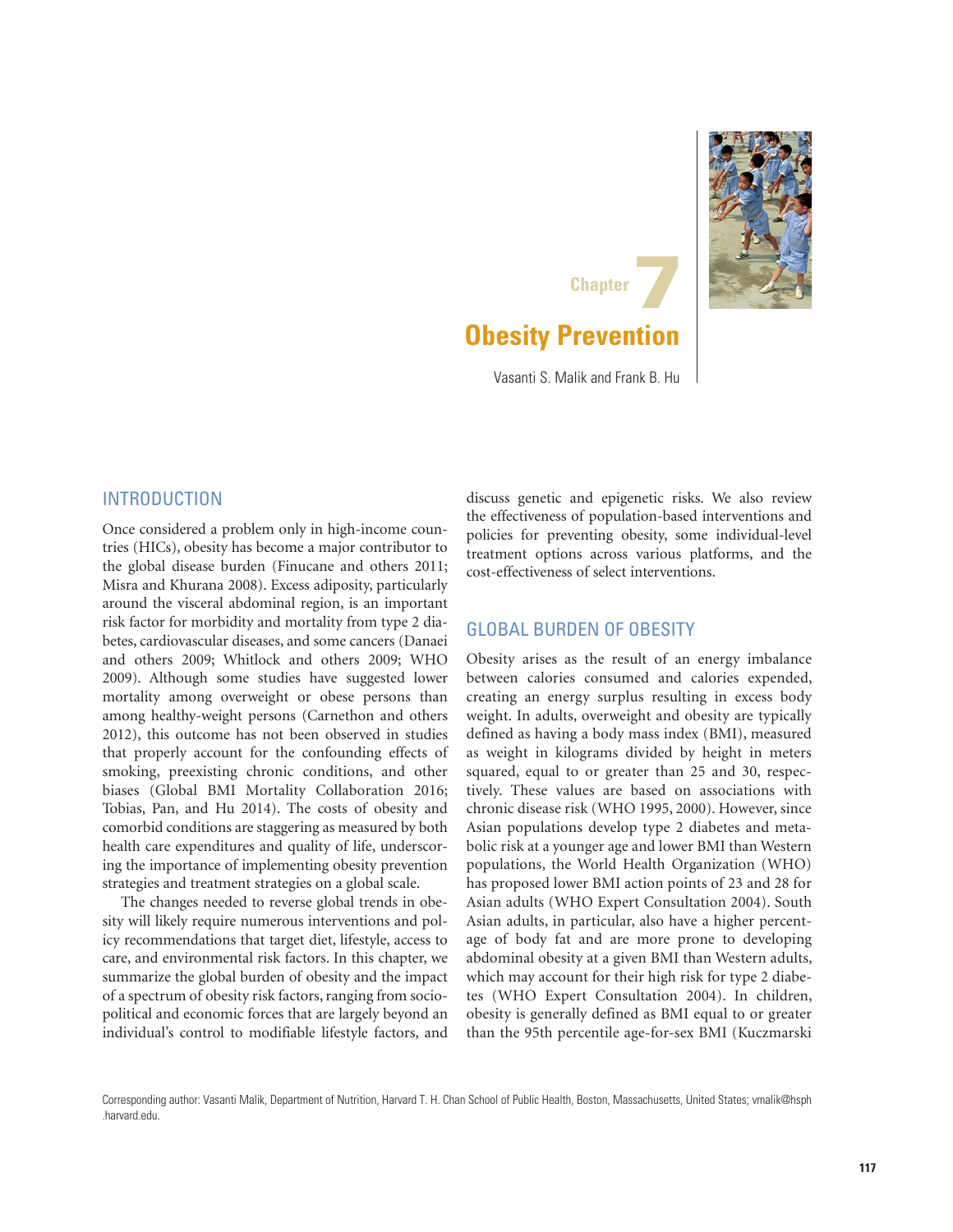Chapter 7

# Obesity Prevention

Vasanti S. Malik and Frank B. Hu

## INTRODUCTION

Once considered a problem only in high-income countries (HICs), obesity has become a major contributor to the global disease burden (Finucane and others 2011; Misra and Khurana 2008). Excess adiposity, particularly around the visceral abdominal region, is an important risk factor for morbidity and mortality from type 2 diabetes, cardiovascular diseases, and some cancers (Danaei and others 2009; Whitlock and others 2009; WHO 2009). Although some studies have suggested lower mortality among overweight or obese persons than among healthy-weight persons (Carnethon and others 2012), this outcome has not been observed in studies that properly account for the confounding effects of smoking, preexisting chronic conditions, and other biases (Global BMI Mortality Collaboration 2016; Tobias, Pan, and Hu 2014). The costs of obesity and comorbid conditions are staggering as measured by both health care expenditures and quality of life, underscoring the importance of implementing obesity prevention strategies and treatment strategies on a global scale.

The changes needed to reverse global trends in obesity will likely require numerous interventions and policy recommendations that target diet, lifestyle, access to care, and environmental risk factors. In this chapter, we summarize the global burden of obesity and the impact of a spectrum of obesity risk factors, ranging from sociopolitical and economic forces that are largely beyond an individual's control to modifiable lifestyle factors, and discuss genetic and epigenetic risks. We also review the effectiveness of population-based interventions and policies for preventing obesity, some individual-level treatment options across various platforms, and the cost-effectiveness of select interventions.

## GLOBAL BURDEN OF OBESITY

Obesity arises as the result of an energy imbalance between calories consumed and calories expended, creating an energy surplus resulting in excess body weight. In adults, overweight and obesity are typically defined as having a body mass index (BMI), measured as weight in kilograms divided by height in meters squared, equal to or greater than 25 and 30, respectively. These values are based on associations with chronic disease risk (WHO 1995, 2000). However, since Asian populations develop type 2 diabetes and metabolic risk at a younger age and lower BMI than Western populations, the World Health Organization (WHO) has proposed lower BMI action points of 23 and 28 for Asian adults (WHO Expert Consultation 2004). South Asian adults, in particular, also have a higher percentage of body fat and are more prone to developing abdominal obesity at a given BMI than Western adults, which may account for their high risk for type 2 diabetes (WHO Expert Consultation 2004). In children, obesity is generally defined as BMI equal to or greater than the 95th percentile age-for-sex BMI (Kuczmarski

Corresponding author: Vasanti Malik, Department of Nutrition, Harvard T. H. Chan School of Public Health, Boston, Massachusetts, United States; vmalik@hsph.harvard.edu.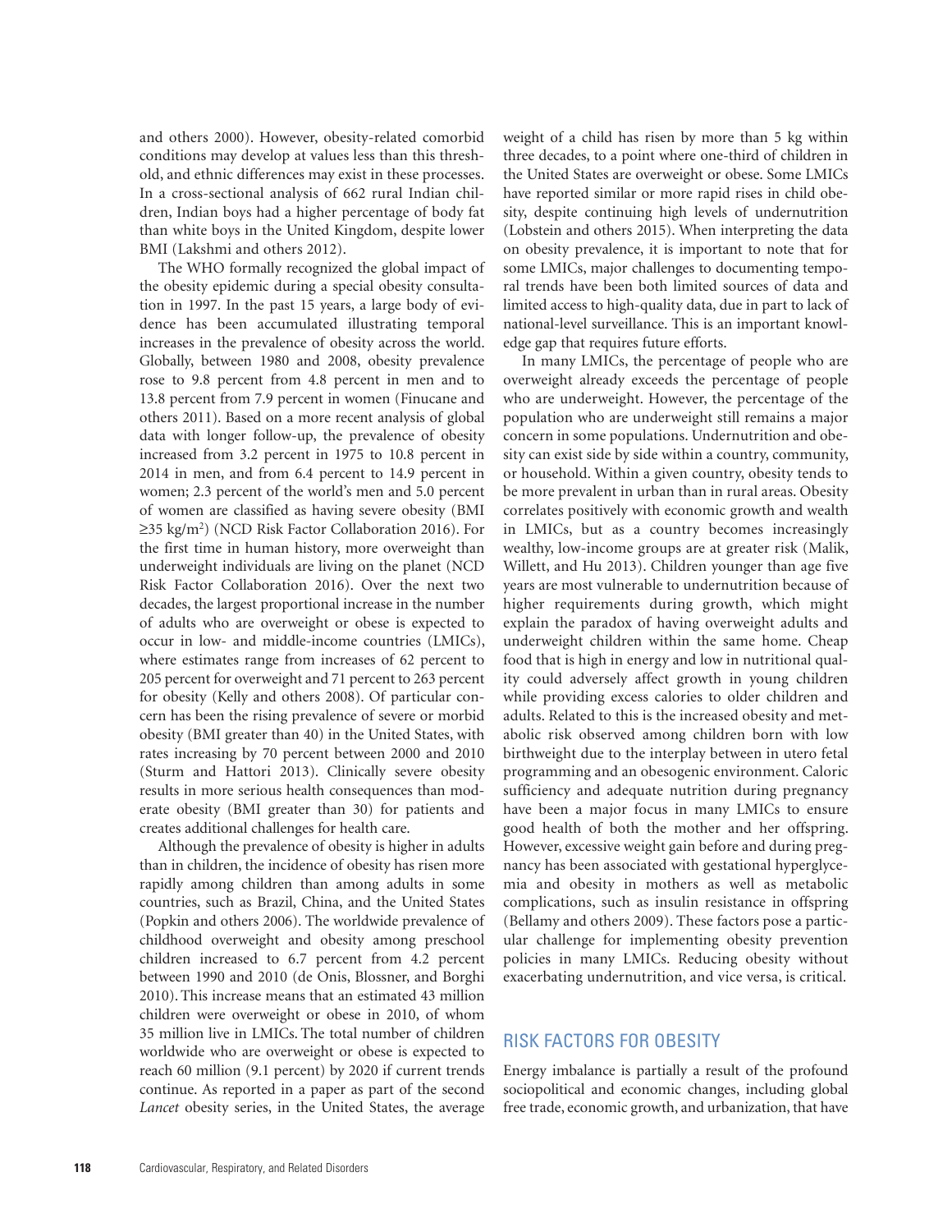and others 2000). However, obesity-related comorbid conditions may develop at values less than this threshold, and ethnic differences may exist in these processes. In a cross-sectional analysis of 662 rural Indian children, Indian boys had a higher percentage of body fat than white boys in the United Kingdom, despite lower BMI (Lakshmi and others 2012).

The WHO formally recognized the global impact of the obesity epidemic during a special obesity consultation in 1997. In the past 15 years, a large body of evidence has been accumulated illustrating temporal increases in the prevalence of obesity across the world. Globally, between 1980 and 2008, obesity prevalence rose to 9.8 percent from 4.8 percent in men and to 13.8 percent from 7.9 percent in women (Finucane and others 2011). Based on a more recent analysis of global data with longer follow-up, the prevalence of obesity increased from 3.2 percent in 1975 to 10.8 percent in 2014 in men, and from 6.4 percent to 14.9 percent in women; 2.3 percent of the world's men and 5.0 percent of women are classified as having severe obesity (BMI ≥35 kg/m$^2$) (NCD Risk Factor Collaboration 2016). For the first time in human history, more overweight than underweight individuals are living on the planet (NCD Risk Factor Collaboration 2016). Over the next two decades, the largest proportional increase in the number of adults who are overweight or obese is expected to occur in low- and middle-income countries (LMICs), where estimates range from increases of 62 percent to 205 percent for overweight and 71 percent to 263 percent for obesity (Kelly and others 2008). Of particular concern has been the rising prevalence of severe or morbid obesity (BMI greater than 40) in the United States, with rates increasing by 70 percent between 2000 and 2010 (Sturm and Hattori 2013). Clinically severe obesity results in more serious health consequences than moderate obesity (BMI greater than 30) for patients and creates additional challenges for health care.

Although the prevalence of obesity is higher in adults than in children, the incidence of obesity has risen more rapidly among children than among adults in some countries, such as Brazil, China, and the United States (Popkin and others 2006). The worldwide prevalence of childhood overweight and obesity among preschool children increased to 6.7 percent from 4.2 percent between 1990 and 2010 (de Onis, Blossner, and Borghi 2010). This increase means that an estimated 43 million children were overweight or obese in 2010, of whom 35 million live in LMICs. The total number of children worldwide who are overweight or obese is expected to reach 60 million (9.1 percent) by 2020 if current trends continue. As reported in a paper as part of the second *Lancet* obesity series, in the United States, the average weight of a child has risen by more than 5 kg within three decades, to a point where one-third of children in the United States are overweight or obese. Some LMICs have reported similar or more rapid rises in child obesity, despite continuing high levels of undernutrition (Lobstein and others 2015). When interpreting the data on obesity prevalence, it is important to note that for some LMICs, major challenges to documenting temporal trends have been both limited sources of data and limited access to high-quality data, due in part to lack of national-level surveillance. This is an important knowledge gap that requires future efforts.

In many LMICs, the percentage of people who are overweight already exceeds the percentage of people who are underweight. However, the percentage of the population who are underweight still remains a major concern in some populations. Undernutrition and obesity can exist side by side within a country, community, or household. Within a given country, obesity tends to be more prevalent in urban than in rural areas. Obesity correlates positively with economic growth and wealth in LMICs, but as a country becomes increasingly wealthy, low-income groups are at greater risk (Malik, Willett, and Hu 2013). Children younger than age five years are most vulnerable to undernutrition because of higher requirements during growth, which might explain the paradox of having overweight adults and underweight children within the same home. Cheap food that is high in energy and low in nutritional quality could adversely affect growth in young children while providing excess calories to older children and adults. Related to this is the increased obesity and metabolic risk observed among children born with low birthweight due to the interplay between in utero fetal programming and an obesogenic environment. Caloric sufficiency and adequate nutrition during pregnancy have been a major focus in many LMICs to ensure good health of both the mother and her offspring. However, excessive weight gain before and during pregnancy has been associated with gestational hyperglycemia and obesity in mothers as well as metabolic complications, such as insulin resistance in offspring (Bellamy and others 2009). These factors pose a particular challenge for implementing obesity prevention policies in many LMICs. Reducing obesity without exacerbating undernutrition, and vice versa, is critical.

## RISK FACTORS FOR OBESITY

Energy imbalance is partially a result of the profound sociopolitical and economic changes, including global free trade, economic growth, and urbanization, that have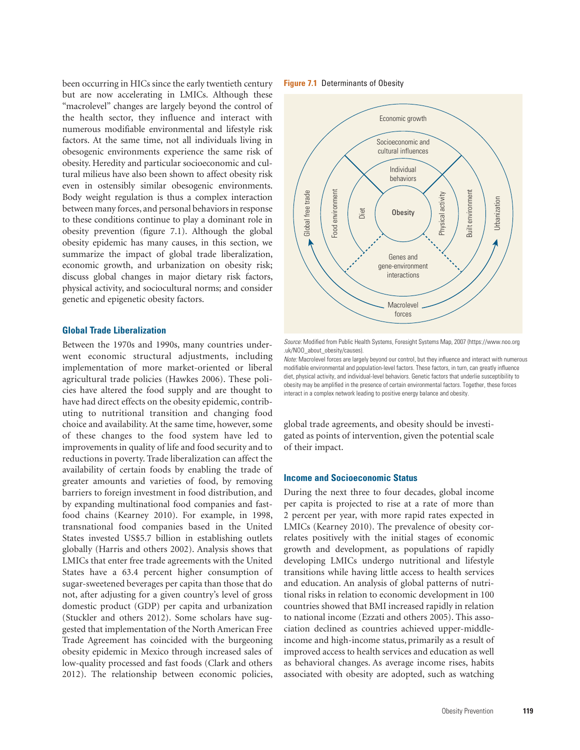been occurring in HICs since the early twentieth century but are now accelerating in LMICs. Although these "macrolevel" changes are largely beyond the control of the health sector, they influence and interact with numerous modifiable environmental and lifestyle risk factors. At the same time, not all individuals living in obesogenic environments experience the same risk of obesity. Heredity and particular socioeconomic and cultural milieus have also been shown to affect obesity risk even in ostensibly similar obesogenic environments. Body weight regulation is thus a complex interaction between many forces, and personal behaviors in response to these conditions continue to play a dominant role in obesity prevention (figure 7.1). Although the global obesity epidemic has many causes, in this section, we summarize the impact of global trade liberalization, economic growth, and urbanization on obesity risk; discuss global changes in major dietary risk factors, physical activity, and sociocultural norms; and consider genetic and epigenetic obesity factors.

### Global Trade Liberalization

Between the 1970s and 1990s, many countries underwent economic structural adjustments, including implementation of more market-oriented or liberal agricultural trade policies (Hawkes 2006). These policies have altered the food supply and are thought to have had direct effects on the obesity epidemic, contributing to nutritional transition and changing food choice and availability. At the same time, however, some of these changes to the food system have led to improvements in quality of life and food security and to reductions in poverty. Trade liberalization can affect the availability of certain foods by enabling the trade of greater amounts and varieties of food, by removing barriers to foreign investment in food distribution, and by expanding multinational food companies and fast-food chains (Kearney 2010). For example, in 1998, transnational food companies based in the United States invested US$5.7 billion in establishing outlets globally (Harris and others 2002). Analysis shows that LMICs that enter free trade agreements with the United States have a 63.4 percent higher consumption of sugar-sweetened beverages per capita than those that do not, after adjusting for a given country's level of gross domestic product (GDP) per capita and urbanization (Stuckler and others 2012). Some scholars have suggested that implementation of the North American Free Trade Agreement has coincided with the burgeoning obesity epidemic in Mexico through increased sales of low-quality processed and fast foods (Clark and others 2012). The relationship between economic policies, global trade agreements, and obesity should be investigated as points of intervention, given the potential scale of their impact.

**Figure 7.1** Determinants of Obesity

Economic growth

Socioeconomic and cultural influences

Individual behaviors

Global free trade | Food environment | Diet | Obesity | Physical activity | Built environment | Urbanization

Genes and gene-environment interactions

Macrolevel forces

*Source:* Modified from Public Health Systems, Foresight Systems Map, 2007 (https://www.noo.org.uk/NOO_about_obesity/causes).

*Note:* Macrolevel forces are largely beyond our control, but they influence and interact with numerous modifiable environmental and population-level factors. These factors, in turn, can greatly influence diet, physical activity, and individual-level behaviors. Genetic factors that underlie susceptibility to obesity may be amplified in the presence of certain environmental factors. Together, these forces interact in a complex network leading to positive energy balance and obesity.

### Income and Socioeconomic Status

During the next three to four decades, global income per capita is projected to rise at a rate of more than 2 percent per year, with more rapid rates expected in LMICs (Kearney 2010). The prevalence of obesity correlates positively with the initial stages of economic growth and development, as populations of rapidly developing LMICs undergo nutritional and lifestyle transitions while having little access to health services and education. An analysis of global patterns of nutritional risks in relation to economic development in 100 countries showed that BMI increased rapidly in relation to national income (Ezzati and others 2005). This association declined as countries achieved upper-middle-income and high-income status, primarily as a result of improved access to health services and education as well as behavioral changes. As average income rises, habits associated with obesity are adopted, such as watching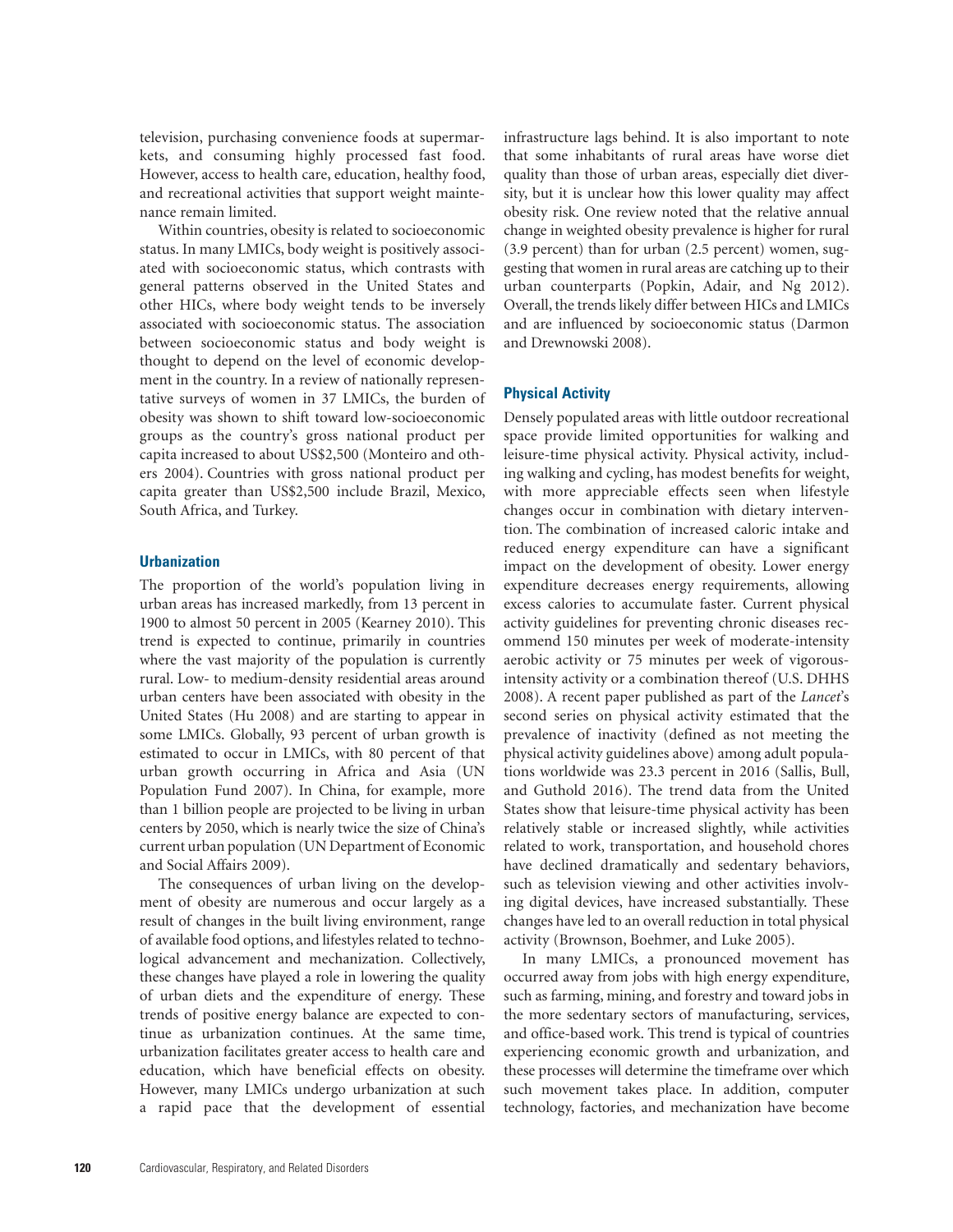television, purchasing convenience foods at supermarkets, and consuming highly processed fast food. However, access to health care, education, healthy food, and recreational activities that support weight maintenance remain limited.

Within countries, obesity is related to socioeconomic status. In many LMICs, body weight is positively associated with socioeconomic status, which contrasts with general patterns observed in the United States and other HICs, where body weight tends to be inversely associated with socioeconomic status. The association between socioeconomic status and body weight is thought to depend on the level of economic development in the country. In a review of nationally representative surveys of women in 37 LMICs, the burden of obesity was shown to shift toward low-socioeconomic groups as the country's gross national product per capita increased to about US$2,500 (Monteiro and others 2004). Countries with gross national product per capita greater than US$2,500 include Brazil, Mexico, South Africa, and Turkey.

### Urbanization

The proportion of the world's population living in urban areas has increased markedly, from 13 percent in 1900 to almost 50 percent in 2005 (Kearney 2010). This trend is expected to continue, primarily in countries where the vast majority of the population is currently rural. Low- to medium-density residential areas around urban centers have been associated with obesity in the United States (Hu 2008) and are starting to appear in some LMICs. Globally, 93 percent of urban growth is estimated to occur in LMICs, with 80 percent of that urban growth occurring in Africa and Asia (UN Population Fund 2007). In China, for example, more than 1 billion people are projected to be living in urban centers by 2050, which is nearly twice the size of China's current urban population (UN Department of Economic and Social Affairs 2009).

The consequences of urban living on the development of obesity are numerous and occur largely as a result of changes in the built living environment, range of available food options, and lifestyles related to technological advancement and mechanization. Collectively, these changes have played a role in lowering the quality of urban diets and the expenditure of energy. These trends of positive energy balance are expected to continue as urbanization continues. At the same time, urbanization facilitates greater access to health care and education, which have beneficial effects on obesity. However, many LMICs undergo urbanization at such a rapid pace that the development of essential infrastructure lags behind. It is also important to note that some inhabitants of rural areas have worse diet quality than those of urban areas, especially diet diversity, but it is unclear how this lower quality may affect obesity risk. One review noted that the relative annual change in weighted obesity prevalence is higher for rural (3.9 percent) than for urban (2.5 percent) women, suggesting that women in rural areas are catching up to their urban counterparts (Popkin, Adair, and Ng 2012). Overall, the trends likely differ between HICs and LMICs and are influenced by socioeconomic status (Darmon and Drewnowski 2008).

### Physical Activity

Densely populated areas with little outdoor recreational space provide limited opportunities for walking and leisure-time physical activity. Physical activity, including walking and cycling, has modest benefits for weight, with more appreciable effects seen when lifestyle changes occur in combination with dietary intervention. The combination of increased caloric intake and reduced energy expenditure can have a significant impact on the development of obesity. Lower energy expenditure decreases energy requirements, allowing excess calories to accumulate faster. Current physical activity guidelines for preventing chronic diseases recommend 150 minutes per week of moderate-intensity aerobic activity or 75 minutes per week of vigorous-intensity activity or a combination thereof (U.S. DHHS 2008). A recent paper published as part of the *Lancet*'s second series on physical activity estimated that the prevalence of inactivity (defined as not meeting the physical activity guidelines above) among adult populations worldwide was 23.3 percent in 2016 (Sallis, Bull, and Guthold 2016). The trend data from the United States show that leisure-time physical activity has been relatively stable or increased slightly, while activities related to work, transportation, and household chores have declined dramatically and sedentary behaviors, such as television viewing and other activities involving digital devices, have increased substantially. These changes have led to an overall reduction in total physical activity (Brownson, Boehmer, and Luke 2005).

In many LMICs, a pronounced movement has occurred away from jobs with high energy expenditure, such as farming, mining, and forestry and toward jobs in the more sedentary sectors of manufacturing, services, and office-based work. This trend is typical of countries experiencing economic growth and urbanization, and these processes will determine the timeframe over which such movement takes place. In addition, computer technology, factories, and mechanization have become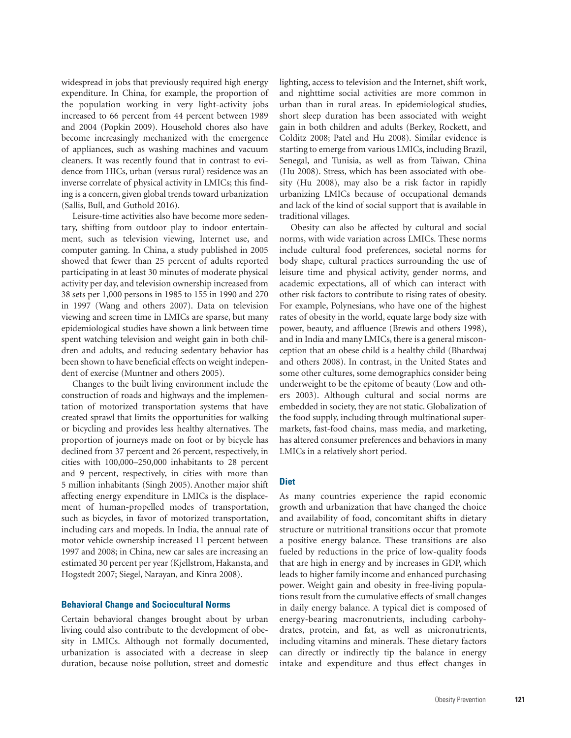widespread in jobs that previously required high energy expenditure. In China, for example, the proportion of the population working in very light-activity jobs increased to 66 percent from 44 percent between 1989 and 2004 (Popkin 2009). Household chores also have become increasingly mechanized with the emergence of appliances, such as washing machines and vacuum cleaners. It was recently found that in contrast to evidence from HICs, urban (versus rural) residence was an inverse correlate of physical activity in LMICs; this finding is a concern, given global trends toward urbanization (Sallis, Bull, and Guthold 2016).

Leisure-time activities also have become more sedentary, shifting from outdoor play to indoor entertainment, such as television viewing, Internet use, and computer gaming. In China, a study published in 2005 showed that fewer than 25 percent of adults reported participating in at least 30 minutes of moderate physical activity per day, and television ownership increased from 38 sets per 1,000 persons in 1985 to 155 in 1990 and 270 in 1997 (Wang and others 2007). Data on television viewing and screen time in LMICs are sparse, but many epidemiological studies have shown a link between time spent watching television and weight gain in both children and adults, and reducing sedentary behavior has been shown to have beneficial effects on weight independent of exercise (Muntner and others 2005).

Changes to the built living environment include the construction of roads and highways and the implementation of motorized transportation systems that have created sprawl that limits the opportunities for walking or bicycling and provides less healthy alternatives. The proportion of journeys made on foot or by bicycle has declined from 37 percent and 26 percent, respectively, in cities with 100,000–250,000 inhabitants to 28 percent and 9 percent, respectively, in cities with more than 5 million inhabitants (Singh 2005). Another major shift affecting energy expenditure in LMICs is the displacement of human-propelled modes of transportation, such as bicycles, in favor of motorized transportation, including cars and mopeds. In India, the annual rate of motor vehicle ownership increased 11 percent between 1997 and 2008; in China, new car sales are increasing an estimated 30 percent per year (Kjellstrom, Hakansta, and Hogstedt 2007; Siegel, Narayan, and Kinra 2008).

### Behavioral Change and Sociocultural Norms

Certain behavioral changes brought about by urban living could also contribute to the development of obesity in LMICs. Although not formally documented, urbanization is associated with a decrease in sleep duration, because noise pollution, street and domestic lighting, access to television and the Internet, shift work, and nighttime social activities are more common in urban than in rural areas. In epidemiological studies, short sleep duration has been associated with weight gain in both children and adults (Berkey, Rockett, and Colditz 2008; Patel and Hu 2008). Similar evidence is starting to emerge from various LMICs, including Brazil, Senegal, and Tunisia, as well as from Taiwan, China (Hu 2008). Stress, which has been associated with obesity (Hu 2008), may also be a risk factor in rapidly urbanizing LMICs because of occupational demands and lack of the kind of social support that is available in traditional villages.

Obesity can also be affected by cultural and social norms, with wide variation across LMICs. These norms include cultural food preferences, societal norms for body shape, cultural practices surrounding the use of leisure time and physical activity, gender norms, and academic expectations, all of which can interact with other risk factors to contribute to rising rates of obesity. For example, Polynesians, who have one of the highest rates of obesity in the world, equate large body size with power, beauty, and affluence (Brewis and others 1998), and in India and many LMICs, there is a general misconception that an obese child is a healthy child (Bhardwaj and others 2008). In contrast, in the United States and some other cultures, some demographics consider being underweight to be the epitome of beauty (Low and others 2003). Although cultural and social norms are embedded in society, they are not static. Globalization of the food supply, including through multinational supermarkets, fast-food chains, mass media, and marketing, has altered consumer preferences and behaviors in many LMICs in a relatively short period.

### Diet

As many countries experience the rapid economic growth and urbanization that have changed the choice and availability of food, concomitant shifts in dietary structure or nutritional transitions occur that promote a positive energy balance. These transitions are also fueled by reductions in the price of low-quality foods that are high in energy and by increases in GDP, which leads to higher family income and enhanced purchasing power. Weight gain and obesity in free-living populations result from the cumulative effects of small changes in daily energy balance. A typical diet is composed of energy-bearing macronutrients, including carbohydrates, protein, and fat, as well as micronutrients, including vitamins and minerals. These dietary factors can directly or indirectly tip the balance in energy intake and expenditure and thus effect changes in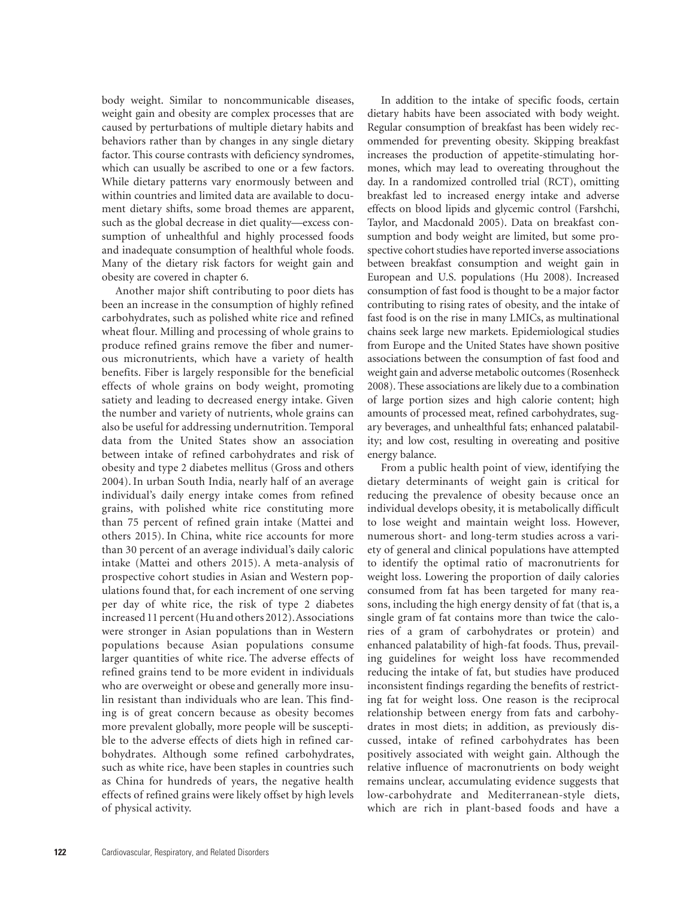body weight. Similar to noncommunicable diseases, weight gain and obesity are complex processes that are caused by perturbations of multiple dietary habits and behaviors rather than by changes in any single dietary factor. This course contrasts with deficiency syndromes, which can usually be ascribed to one or a few factors. While dietary patterns vary enormously between and within countries and limited data are available to document dietary shifts, some broad themes are apparent, such as the global decrease in diet quality—excess consumption of unhealthful and highly processed foods and inadequate consumption of healthful whole foods. Many of the dietary risk factors for weight gain and obesity are covered in chapter 6.

Another major shift contributing to poor diets has been an increase in the consumption of highly refined carbohydrates, such as polished white rice and refined wheat flour. Milling and processing of whole grains to produce refined grains remove the fiber and numerous micronutrients, which have a variety of health benefits. Fiber is largely responsible for the beneficial effects of whole grains on body weight, promoting satiety and leading to decreased energy intake. Given the number and variety of nutrients, whole grains can also be useful for addressing undernutrition. Temporal data from the United States show an association between intake of refined carbohydrates and risk of obesity and type 2 diabetes mellitus (Gross and others 2004). In urban South India, nearly half of an average individual's daily energy intake comes from refined grains, with polished white rice constituting more than 75 percent of refined grain intake (Mattei and others 2015). In China, white rice accounts for more than 30 percent of an average individual's daily caloric intake (Mattei and others 2015). A meta-analysis of prospective cohort studies in Asian and Western populations found that, for each increment of one serving per day of white rice, the risk of type 2 diabetes increased 11 percent (Hu and others 2012). Associations were stronger in Asian populations than in Western populations because Asian populations consume larger quantities of white rice. The adverse effects of refined grains tend to be more evident in individuals who are overweight or obese and generally more insulin resistant than individuals who are lean. This finding is of great concern because as obesity becomes more prevalent globally, more people will be susceptible to the adverse effects of diets high in refined carbohydrates. Although some refined carbohydrates, such as white rice, have been staples in countries such as China for hundreds of years, the negative health effects of refined grains were likely offset by high levels of physical activity.

In addition to the intake of specific foods, certain dietary habits have been associated with body weight. Regular consumption of breakfast has been widely recommended for preventing obesity. Skipping breakfast increases the production of appetite-stimulating hormones, which may lead to overeating throughout the day. In a randomized controlled trial (RCT), omitting breakfast led to increased energy intake and adverse effects on blood lipids and glycemic control (Farshchi, Taylor, and Macdonald 2005). Data on breakfast consumption and body weight are limited, but some prospective cohort studies have reported inverse associations between breakfast consumption and weight gain in European and U.S. populations (Hu 2008). Increased consumption of fast food is thought to be a major factor contributing to rising rates of obesity, and the intake of fast food is on the rise in many LMICs, as multinational chains seek large new markets. Epidemiological studies from Europe and the United States have shown positive associations between the consumption of fast food and weight gain and adverse metabolic outcomes (Rosenheck 2008). These associations are likely due to a combination of large portion sizes and high calorie content; high amounts of processed meat, refined carbohydrates, sugary beverages, and unhealthful fats; enhanced palatability; and low cost, resulting in overeating and positive energy balance.

From a public health point of view, identifying the dietary determinants of weight gain is critical for reducing the prevalence of obesity because once an individual develops obesity, it is metabolically difficult to lose weight and maintain weight loss. However, numerous short- and long-term studies across a variety of general and clinical populations have attempted to identify the optimal ratio of macronutrients for weight loss. Lowering the proportion of daily calories consumed from fat has been targeted for many reasons, including the high energy density of fat (that is, a single gram of fat contains more than twice the calories of a gram of carbohydrates or protein) and enhanced palatability of high-fat foods. Thus, prevailing guidelines for weight loss have recommended reducing the intake of fat, but studies have produced inconsistent findings regarding the benefits of restricting fat for weight loss. One reason is the reciprocal relationship between energy from fats and carbohydrates in most diets; in addition, as previously discussed, intake of refined carbohydrates has been positively associated with weight gain. Although the relative influence of macronutrients on body weight remains unclear, accumulating evidence suggests that low-carbohydrate and Mediterranean-style diets, which are rich in plant-based foods and have a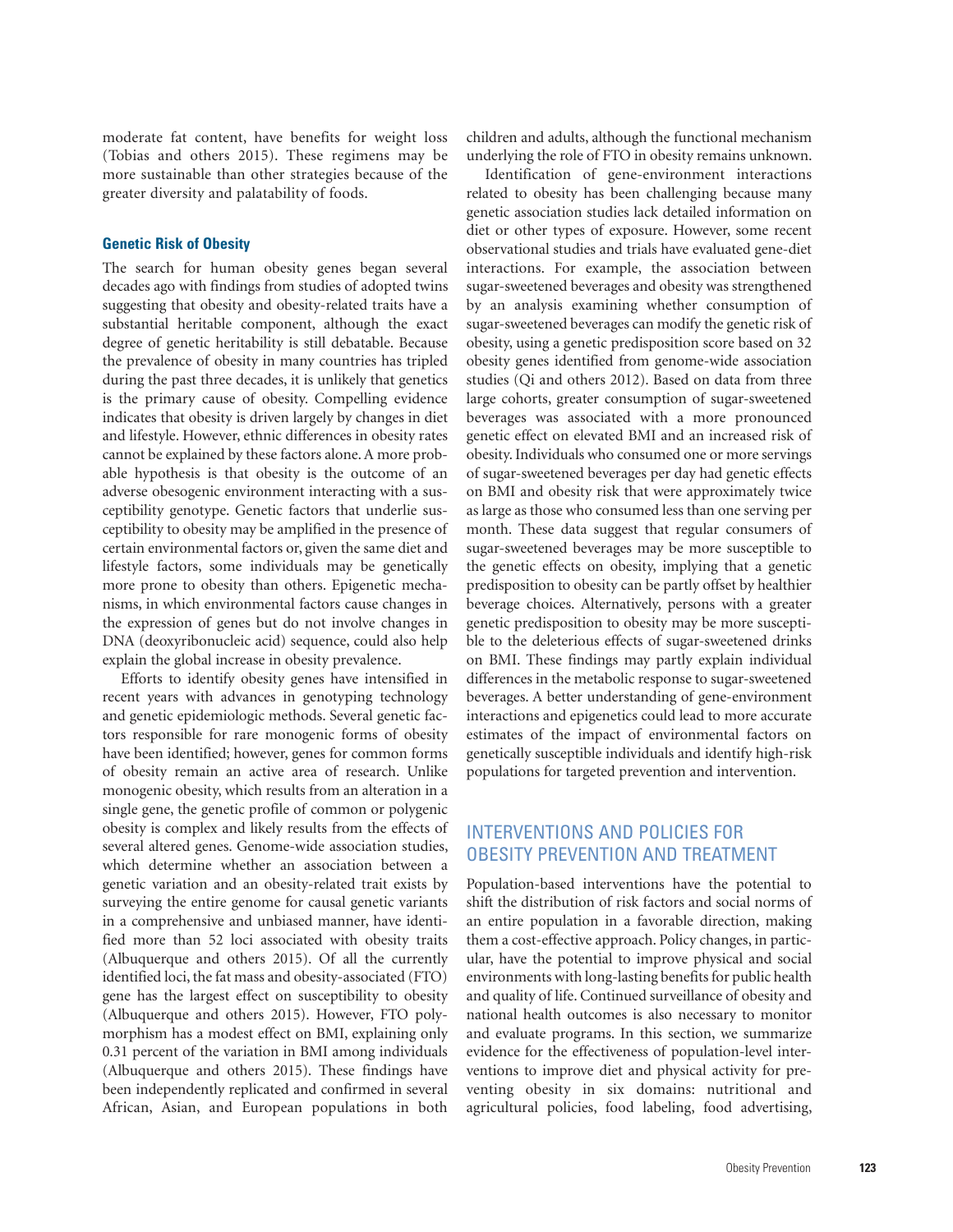moderate fat content, have benefits for weight loss (Tobias and others 2015). These regimens may be more sustainable than other strategies because of the greater diversity and palatability of foods.

### Genetic Risk of Obesity

The search for human obesity genes began several decades ago with findings from studies of adopted twins suggesting that obesity and obesity-related traits have a substantial heritable component, although the exact degree of genetic heritability is still debatable. Because the prevalence of obesity in many countries has tripled during the past three decades, it is unlikely that genetics is the primary cause of obesity. Compelling evidence indicates that obesity is driven largely by changes in diet and lifestyle. However, ethnic differences in obesity rates cannot be explained by these factors alone. A more probable hypothesis is that obesity is the outcome of an adverse obesogenic environment interacting with a susceptibility genotype. Genetic factors that underlie susceptibility to obesity may be amplified in the presence of certain environmental factors or, given the same diet and lifestyle factors, some individuals may be genetically more prone to obesity than others. Epigenetic mechanisms, in which environmental factors cause changes in the expression of genes but do not involve changes in DNA (deoxyribonucleic acid) sequence, could also help explain the global increase in obesity prevalence.

Efforts to identify obesity genes have intensified in recent years with advances in genotyping technology and genetic epidemiologic methods. Several genetic factors responsible for rare monogenic forms of obesity have been identified; however, genes for common forms of obesity remain an active area of research. Unlike monogenic obesity, which results from an alteration in a single gene, the genetic profile of common or polygenic obesity is complex and likely results from the effects of several altered genes. Genome-wide association studies, which determine whether an association between a genetic variation and an obesity-related trait exists by surveying the entire genome for causal genetic variants in a comprehensive and unbiased manner, have identified more than 52 loci associated with obesity traits (Albuquerque and others 2015). Of all the currently identified loci, the fat mass and obesity-associated (FTO) gene has the largest effect on susceptibility to obesity (Albuquerque and others 2015). However, FTO polymorphism has a modest effect on BMI, explaining only 0.31 percent of the variation in BMI among individuals (Albuquerque and others 2015). These findings have been independently replicated and confirmed in several African, Asian, and European populations in both children and adults, although the functional mechanism underlying the role of FTO in obesity remains unknown.

Identification of gene-environment interactions related to obesity has been challenging because many genetic association studies lack detailed information on diet or other types of exposure. However, some recent observational studies and trials have evaluated gene-diet interactions. For example, the association between sugar-sweetened beverages and obesity was strengthened by an analysis examining whether consumption of sugar-sweetened beverages can modify the genetic risk of obesity, using a genetic predisposition score based on 32 obesity genes identified from genome-wide association studies (Qi and others 2012). Based on data from three large cohorts, greater consumption of sugar-sweetened beverages was associated with a more pronounced genetic effect on elevated BMI and an increased risk of obesity. Individuals who consumed one or more servings of sugar-sweetened beverages per day had genetic effects on BMI and obesity risk that were approximately twice as large as those who consumed less than one serving per month. These data suggest that regular consumers of sugar-sweetened beverages may be more susceptible to the genetic effects on obesity, implying that a genetic predisposition to obesity can be partly offset by healthier beverage choices. Alternatively, persons with a greater genetic predisposition to obesity may be more susceptible to the deleterious effects of sugar-sweetened drinks on BMI. These findings may partly explain individual differences in the metabolic response to sugar-sweetened beverages. A better understanding of gene-environment interactions and epigenetics could lead to more accurate estimates of the impact of environmental factors on genetically susceptible individuals and identify high-risk populations for targeted prevention and intervention.

## INTERVENTIONS AND POLICIES FOR OBESITY PREVENTION AND TREATMENT

Population-based interventions have the potential to shift the distribution of risk factors and social norms of an entire population in a favorable direction, making them a cost-effective approach. Policy changes, in particular, have the potential to improve physical and social environments with long-lasting benefits for public health and quality of life. Continued surveillance of obesity and national health outcomes is also necessary to monitor and evaluate programs. In this section, we summarize evidence for the effectiveness of population-level interventions to improve diet and physical activity for preventing obesity in six domains: nutritional and agricultural policies, food labeling, food advertising,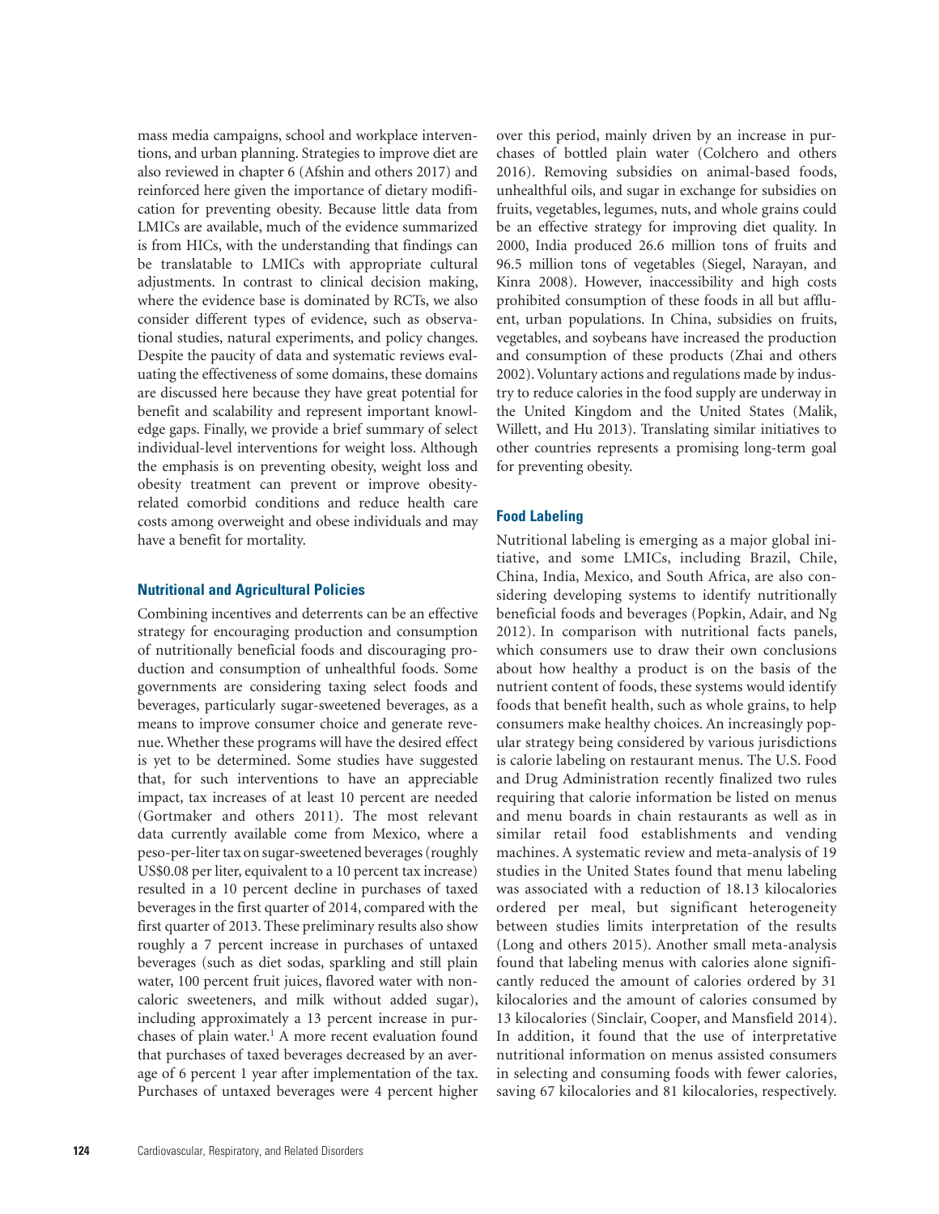mass media campaigns, school and workplace interventions, and urban planning. Strategies to improve diet are also reviewed in chapter 6 (Afshin and others 2017) and reinforced here given the importance of dietary modification for preventing obesity. Because little data from LMICs are available, much of the evidence summarized is from HICs, with the understanding that findings can be translatable to LMICs with appropriate cultural adjustments. In contrast to clinical decision making, where the evidence base is dominated by RCTs, we also consider different types of evidence, such as observational studies, natural experiments, and policy changes. Despite the paucity of data and systematic reviews evaluating the effectiveness of some domains, these domains are discussed here because they have great potential for benefit and scalability and represent important knowledge gaps. Finally, we provide a brief summary of select individual-level interventions for weight loss. Although the emphasis is on preventing obesity, weight loss and obesity treatment can prevent or improve obesity-related comorbid conditions and reduce health care costs among overweight and obese individuals and may have a benefit for mortality.

### Nutritional and Agricultural Policies

Combining incentives and deterrents can be an effective strategy for encouraging production and consumption of nutritionally beneficial foods and discouraging production and consumption of unhealthful foods. Some governments are considering taxing select foods and beverages, particularly sugar-sweetened beverages, as a means to improve consumer choice and generate revenue. Whether these programs will have the desired effect is yet to be determined. Some studies have suggested that, for such interventions to have an appreciable impact, tax increases of at least 10 percent are needed (Gortmaker and others 2011). The most relevant data currently available come from Mexico, where a peso-per-liter tax on sugar-sweetened beverages (roughly US$0.08 per liter, equivalent to a 10 percent tax increase) resulted in a 10 percent decline in purchases of taxed beverages in the first quarter of 2014, compared with the first quarter of 2013. These preliminary results also show roughly a 7 percent increase in purchases of untaxed beverages (such as diet sodas, sparkling and still plain water, 100 percent fruit juices, flavored water with noncaloric sweeteners, and milk without added sugar), including approximately a 13 percent increase in purchases of plain water.[1] A more recent evaluation found that purchases of taxed beverages decreased by an average of 6 percent 1 year after implementation of the tax. Purchases of untaxed beverages were 4 percent higher over this period, mainly driven by an increase in purchases of bottled plain water (Colchero and others 2016). Removing subsidies on animal-based foods, unhealthful oils, and sugar in exchange for subsidies on fruits, vegetables, legumes, nuts, and whole grains could be an effective strategy for improving diet quality. In 2000, India produced 26.6 million tons of fruits and 96.5 million tons of vegetables (Siegel, Narayan, and Kinra 2008). However, inaccessibility and high costs prohibited consumption of these foods in all but affluent, urban populations. In China, subsidies on fruits, vegetables, and soybeans have increased the production and consumption of these products (Zhai and others 2002). Voluntary actions and regulations made by industry to reduce calories in the food supply are underway in the United Kingdom and the United States (Malik, Willett, and Hu 2013). Translating similar initiatives to other countries represents a promising long-term goal for preventing obesity.

### Food Labeling

Nutritional labeling is emerging as a major global initiative, and some LMICs, including Brazil, Chile, China, India, Mexico, and South Africa, are also considering developing systems to identify nutritionally beneficial foods and beverages (Popkin, Adair, and Ng 2012). In comparison with nutritional facts panels, which consumers use to draw their own conclusions about how healthy a product is on the basis of the nutrient content of foods, these systems would identify foods that benefit health, such as whole grains, to help consumers make healthy choices. An increasingly popular strategy being considered by various jurisdictions is calorie labeling on restaurant menus. The U.S. Food and Drug Administration recently finalized two rules requiring that calorie information be listed on menus and menu boards in chain restaurants as well as in similar retail food establishments and vending machines. A systematic review and meta-analysis of 19 studies in the United States found that menu labeling was associated with a reduction of 18.13 kilocalories ordered per meal, but significant heterogeneity between studies limits interpretation of the results (Long and others 2015). Another small meta-analysis found that labeling menus with calories alone significantly reduced the amount of calories ordered by 31 kilocalories and the amount of calories consumed by 13 kilocalories (Sinclair, Cooper, and Mansfield 2014). In addition, it found that the use of interpretative nutritional information on menus assisted consumers in selecting and consuming foods with fewer calories, saving 67 kilocalories and 81 kilocalories, respectively.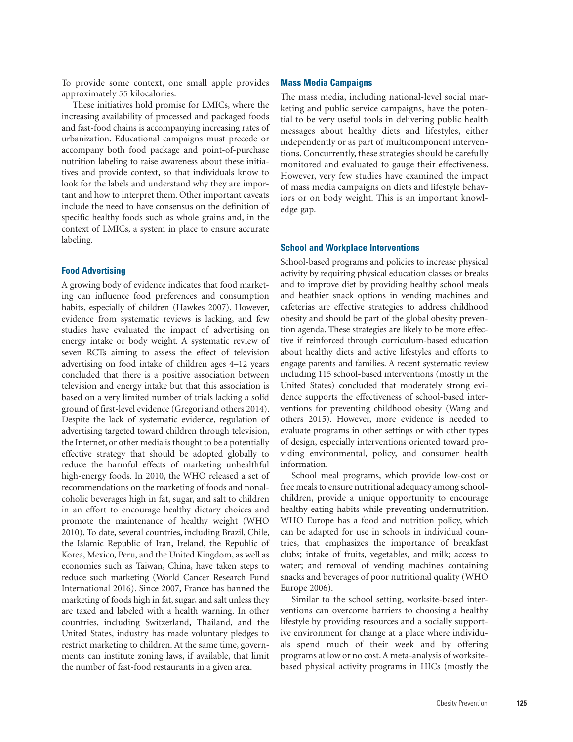To provide some context, one small apple provides approximately 55 kilocalories.

These initiatives hold promise for LMICs, where the increasing availability of processed and packaged foods and fast-food chains is accompanying increasing rates of urbanization. Educational campaigns must precede or accompany both food package and point-of-purchase nutrition labeling to raise awareness about these initiatives and provide context, so that individuals know to look for the labels and understand why they are important and how to interpret them. Other important caveats include the need to have consensus on the definition of specific healthy foods such as whole grains and, in the context of LMICs, a system in place to ensure accurate labeling.

### Food Advertising

A growing body of evidence indicates that food marketing can influence food preferences and consumption habits, especially of children (Hawkes 2007). However, evidence from systematic reviews is lacking, and few studies have evaluated the impact of advertising on energy intake or body weight. A systematic review of seven RCTs aiming to assess the effect of television advertising on food intake of children ages 4–12 years concluded that there is a positive association between television and energy intake but that this association is based on a very limited number of trials lacking a solid ground of first-level evidence (Gregori and others 2014). Despite the lack of systematic evidence, regulation of advertising targeted toward children through television, the Internet, or other media is thought to be a potentially effective strategy that should be adopted globally to reduce the harmful effects of marketing unhealthful high-energy foods. In 2010, the WHO released a set of recommendations on the marketing of foods and nonalcoholic beverages high in fat, sugar, and salt to children in an effort to encourage healthy dietary choices and promote the maintenance of healthy weight (WHO 2010). To date, several countries, including Brazil, Chile, the Islamic Republic of Iran, Ireland, the Republic of Korea, Mexico, Peru, and the United Kingdom, as well as economies such as Taiwan, China, have taken steps to reduce such marketing (World Cancer Research Fund International 2016). Since 2007, France has banned the marketing of foods high in fat, sugar, and salt unless they are taxed and labeled with a health warning. In other countries, including Switzerland, Thailand, and the United States, industry has made voluntary pledges to restrict marketing to children. At the same time, governments can institute zoning laws, if available, that limit the number of fast-food restaurants in a given area.

### Mass Media Campaigns

The mass media, including national-level social marketing and public service campaigns, have the potential to be very useful tools in delivering public health messages about healthy diets and lifestyles, either independently or as part of multicomponent interventions. Concurrently, these strategies should be carefully monitored and evaluated to gauge their effectiveness. However, very few studies have examined the impact of mass media campaigns on diets and lifestyle behaviors or on body weight. This is an important knowledge gap.

### School and Workplace Interventions

School-based programs and policies to increase physical activity by requiring physical education classes or breaks and to improve diet by providing healthy school meals and heathier snack options in vending machines and cafeterias are effective strategies to address childhood obesity and should be part of the global obesity prevention agenda. These strategies are likely to be more effective if reinforced through curriculum-based education about healthy diets and active lifestyles and efforts to engage parents and families. A recent systematic review including 115 school-based interventions (mostly in the United States) concluded that moderately strong evidence supports the effectiveness of school-based interventions for preventing childhood obesity (Wang and others 2015). However, more evidence is needed to evaluate programs in other settings or with other types of design, especially interventions oriented toward providing environmental, policy, and consumer health information.

School meal programs, which provide low-cost or free meals to ensure nutritional adequacy among schoolchildren, provide a unique opportunity to encourage healthy eating habits while preventing undernutrition. WHO Europe has a food and nutrition policy, which can be adapted for use in schools in individual countries, that emphasizes the importance of breakfast clubs; intake of fruits, vegetables, and milk; access to water; and removal of vending machines containing snacks and beverages of poor nutritional quality (WHO Europe 2006).

Similar to the school setting, worksite-based interventions can overcome barriers to choosing a healthy lifestyle by providing resources and a socially supportive environment for change at a place where individuals spend much of their week and by offering programs at low or no cost. A meta-analysis of worksite-based physical activity programs in HICs (mostly the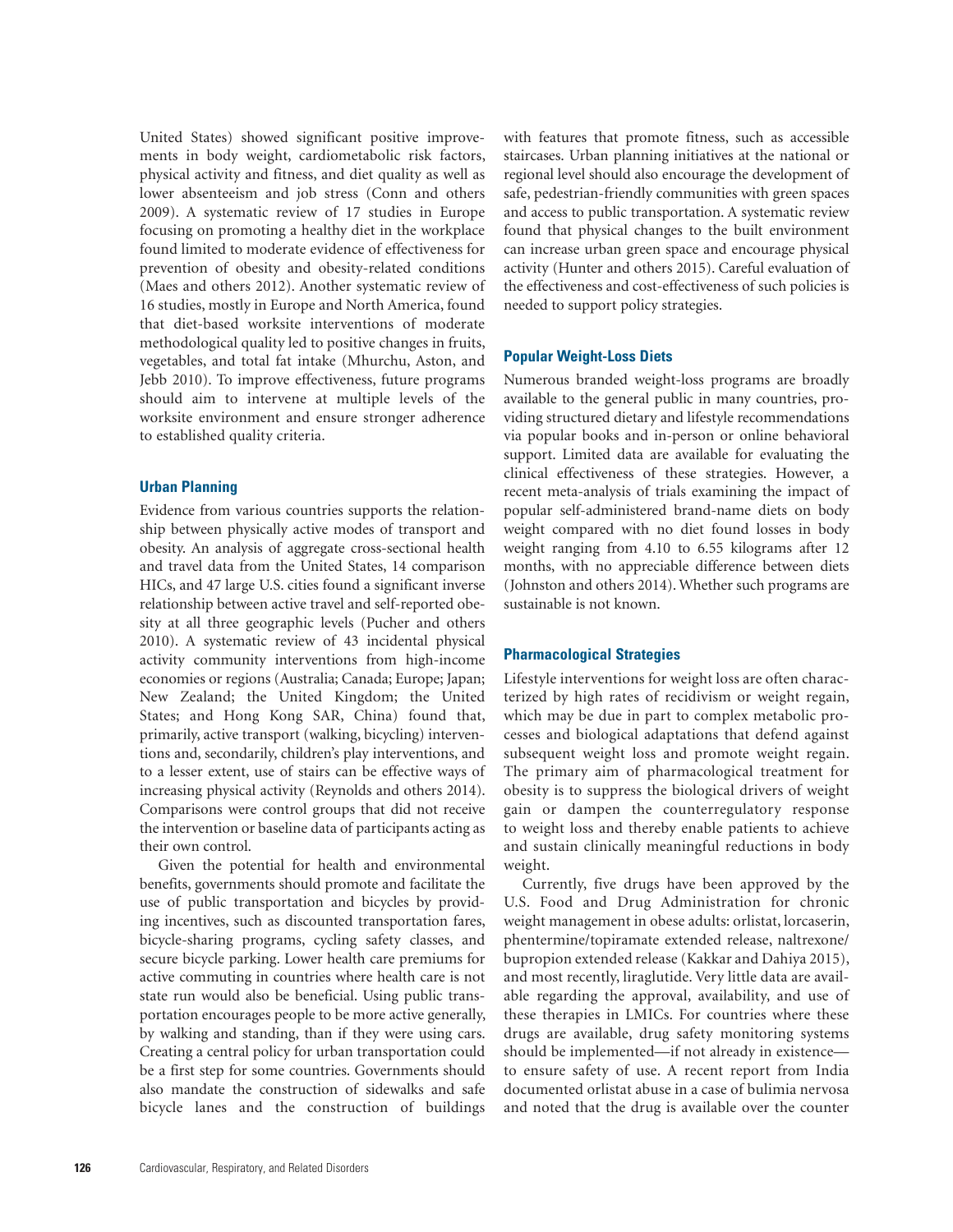United States) showed significant positive improvements in body weight, cardiometabolic risk factors, physical activity and fitness, and diet quality as well as lower absenteeism and job stress (Conn and others 2009). A systematic review of 17 studies in Europe focusing on promoting a healthy diet in the workplace found limited to moderate evidence of effectiveness for prevention of obesity and obesity-related conditions (Maes and others 2012). Another systematic review of 16 studies, mostly in Europe and North America, found that diet-based worksite interventions of moderate methodological quality led to positive changes in fruits, vegetables, and total fat intake (Mhurchu, Aston, and Jebb 2010). To improve effectiveness, future programs should aim to intervene at multiple levels of the worksite environment and ensure stronger adherence to established quality criteria.

### Urban Planning

Evidence from various countries supports the relationship between physically active modes of transport and obesity. An analysis of aggregate cross-sectional health and travel data from the United States, 14 comparison HICs, and 47 large U.S. cities found a significant inverse relationship between active travel and self-reported obesity at all three geographic levels (Pucher and others 2010). A systematic review of 43 incidental physical activity community interventions from high-income economies or regions (Australia; Canada; Europe; Japan; New Zealand; the United Kingdom; the United States; and Hong Kong SAR, China) found that, primarily, active transport (walking, bicycling) interventions and, secondarily, children's play interventions, and to a lesser extent, use of stairs can be effective ways of increasing physical activity (Reynolds and others 2014). Comparisons were control groups that did not receive the intervention or baseline data of participants acting as their own control.

Given the potential for health and environmental benefits, governments should promote and facilitate the use of public transportation and bicycles by providing incentives, such as discounted transportation fares, bicycle-sharing programs, cycling safety classes, and secure bicycle parking. Lower health care premiums for active commuting in countries where health care is not state run would also be beneficial. Using public transportation encourages people to be more active generally, by walking and standing, than if they were using cars. Creating a central policy for urban transportation could be a first step for some countries. Governments should also mandate the construction of sidewalks and safe bicycle lanes and the construction of buildings with features that promote fitness, such as accessible staircases. Urban planning initiatives at the national or regional level should also encourage the development of safe, pedestrian-friendly communities with green spaces and access to public transportation. A systematic review found that physical changes to the built environment can increase urban green space and encourage physical activity (Hunter and others 2015). Careful evaluation of the effectiveness and cost-effectiveness of such policies is needed to support policy strategies.

### Popular Weight-Loss Diets

Numerous branded weight-loss programs are broadly available to the general public in many countries, providing structured dietary and lifestyle recommendations via popular books and in-person or online behavioral support. Limited data are available for evaluating the clinical effectiveness of these strategies. However, a recent meta-analysis of trials examining the impact of popular self-administered brand-name diets on body weight compared with no diet found losses in body weight ranging from 4.10 to 6.55 kilograms after 12 months, with no appreciable difference between diets (Johnston and others 2014). Whether such programs are sustainable is not known.

### Pharmacological Strategies

Lifestyle interventions for weight loss are often characterized by high rates of recidivism or weight regain, which may be due in part to complex metabolic processes and biological adaptations that defend against subsequent weight loss and promote weight regain. The primary aim of pharmacological treatment for obesity is to suppress the biological drivers of weight gain or dampen the counterregulatory response to weight loss and thereby enable patients to achieve and sustain clinically meaningful reductions in body weight.

Currently, five drugs have been approved by the U.S. Food and Drug Administration for chronic weight management in obese adults: orlistat, lorcaserin, phentermine/topiramate extended release, naltrexone/bupropion extended release (Kakkar and Dahiya 2015), and most recently, liraglutide. Very little data are available regarding the approval, availability, and use of these therapies in LMICs. For countries where these drugs are available, drug safety monitoring systems should be implemented—if not already in existence—to ensure safety of use. A recent report from India documented orlistat abuse in a case of bulimia nervosa and noted that the drug is available over the counter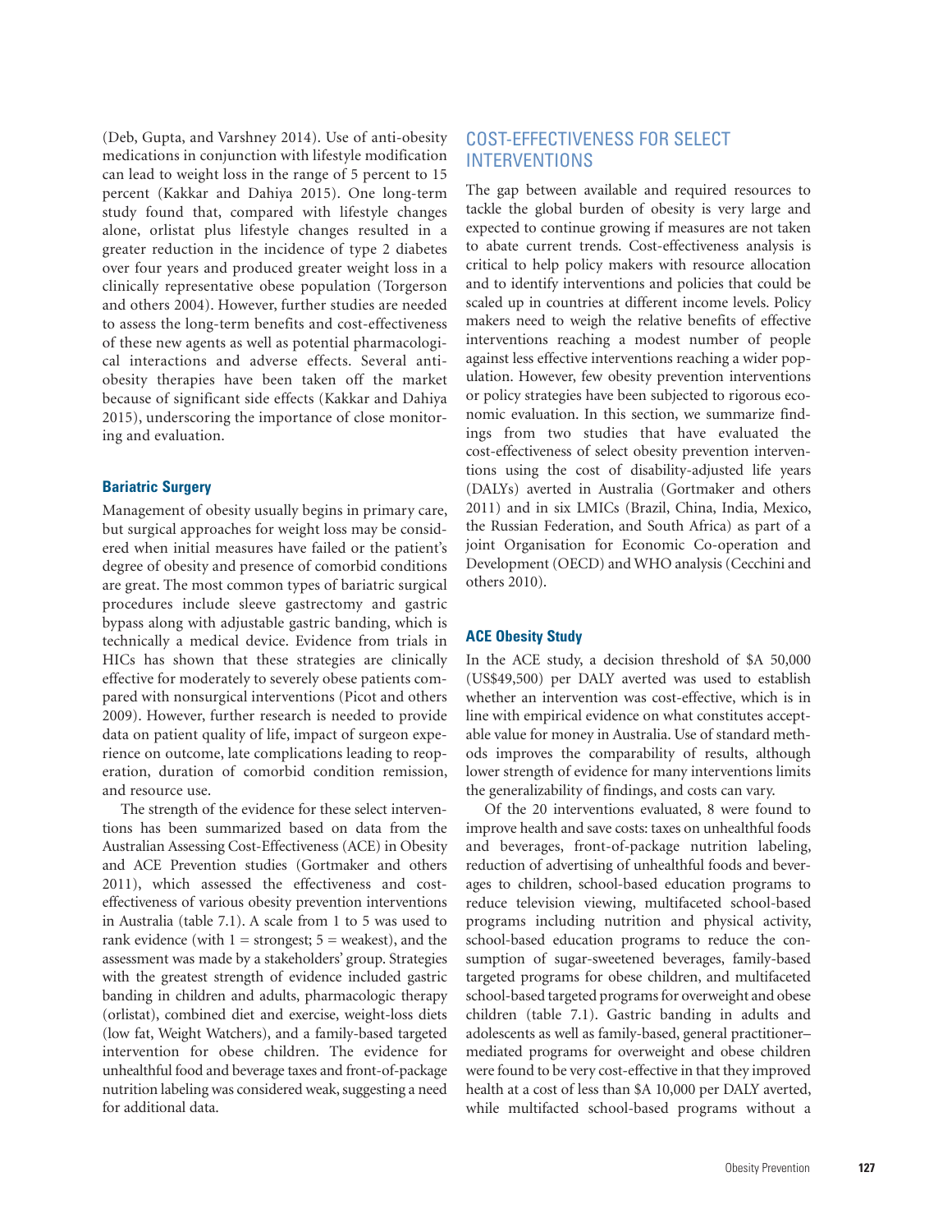(Deb, Gupta, and Varshney 2014). Use of anti-obesity medications in conjunction with lifestyle modification can lead to weight loss in the range of 5 percent to 15 percent (Kakkar and Dahiya 2015). One long-term study found that, compared with lifestyle changes alone, orlistat plus lifestyle changes resulted in a greater reduction in the incidence of type 2 diabetes over four years and produced greater weight loss in a clinically representative obese population (Torgerson and others 2004). However, further studies are needed to assess the long-term benefits and cost-effectiveness of these new agents as well as potential pharmacological interactions and adverse effects. Several anti-obesity therapies have been taken off the market because of significant side effects (Kakkar and Dahiya 2015), underscoring the importance of close monitoring and evaluation.

### Bariatric Surgery

Management of obesity usually begins in primary care, but surgical approaches for weight loss may be considered when initial measures have failed or the patient's degree of obesity and presence of comorbid conditions are great. The most common types of bariatric surgical procedures include sleeve gastrectomy and gastric bypass along with adjustable gastric banding, which is technically a medical device. Evidence from trials in HICs has shown that these strategies are clinically effective for moderately to severely obese patients compared with nonsurgical interventions (Picot and others 2009). However, further research is needed to provide data on patient quality of life, impact of surgeon experience on outcome, late complications leading to reoperation, duration of comorbid condition remission, and resource use.

The strength of the evidence for these select interventions has been summarized based on data from the Australian Assessing Cost-Effectiveness (ACE) in Obesity and ACE Prevention studies (Gortmaker and others 2011), which assessed the effectiveness and cost-effectiveness of various obesity prevention interventions in Australia (table 7.1). A scale from 1 to 5 was used to rank evidence (with 1 = strongest; 5 = weakest), and the assessment was made by a stakeholders' group. Strategies with the greatest strength of evidence included gastric banding in children and adults, pharmacologic therapy (orlistat), combined diet and exercise, weight-loss diets (low fat, Weight Watchers), and a family-based targeted intervention for obese children. The evidence for unhealthful food and beverage taxes and front-of-package nutrition labeling was considered weak, suggesting a need for additional data.

## COST-EFFECTIVENESS FOR SELECT INTERVENTIONS

The gap between available and required resources to tackle the global burden of obesity is very large and expected to continue growing if measures are not taken to abate current trends. Cost-effectiveness analysis is critical to help policy makers with resource allocation and to identify interventions and policies that could be scaled up in countries at different income levels. Policy makers need to weigh the relative benefits of effective interventions reaching a modest number of people against less effective interventions reaching a wider population. However, few obesity prevention interventions or policy strategies have been subjected to rigorous economic evaluation. In this section, we summarize findings from two studies that have evaluated the cost-effectiveness of select obesity prevention interventions using the cost of disability-adjusted life years (DALYs) averted in Australia (Gortmaker and others 2011) and in six LMICs (Brazil, China, India, Mexico, the Russian Federation, and South Africa) as part of a joint Organisation for Economic Co-operation and Development (OECD) and WHO analysis (Cecchini and others 2010).

### ACE Obesity Study

In the ACE study, a decision threshold of $A 50,000 (US$49,500) per DALY averted was used to establish whether an intervention was cost-effective, which is in line with empirical evidence on what constitutes acceptable value for money in Australia. Use of standard methods improves the comparability of results, although lower strength of evidence for many interventions limits the generalizability of findings, and costs can vary.

Of the 20 interventions evaluated, 8 were found to improve health and save costs: taxes on unhealthful foods and beverages, front-of-package nutrition labeling, reduction of advertising of unhealthful foods and beverages to children, school-based education programs to reduce television viewing, multifaceted school-based programs including nutrition and physical activity, school-based education programs to reduce the consumption of sugar-sweetened beverages, family-based targeted programs for obese children, and multifaceted school-based targeted programs for overweight and obese children (table 7.1). Gastric banding in adults and adolescents as well as family-based, general practitioner–mediated programs for overweight and obese children were found to be very cost-effective in that they improved health at a cost of less than $A 10,000 per DALY averted, while multifacted school-based programs without a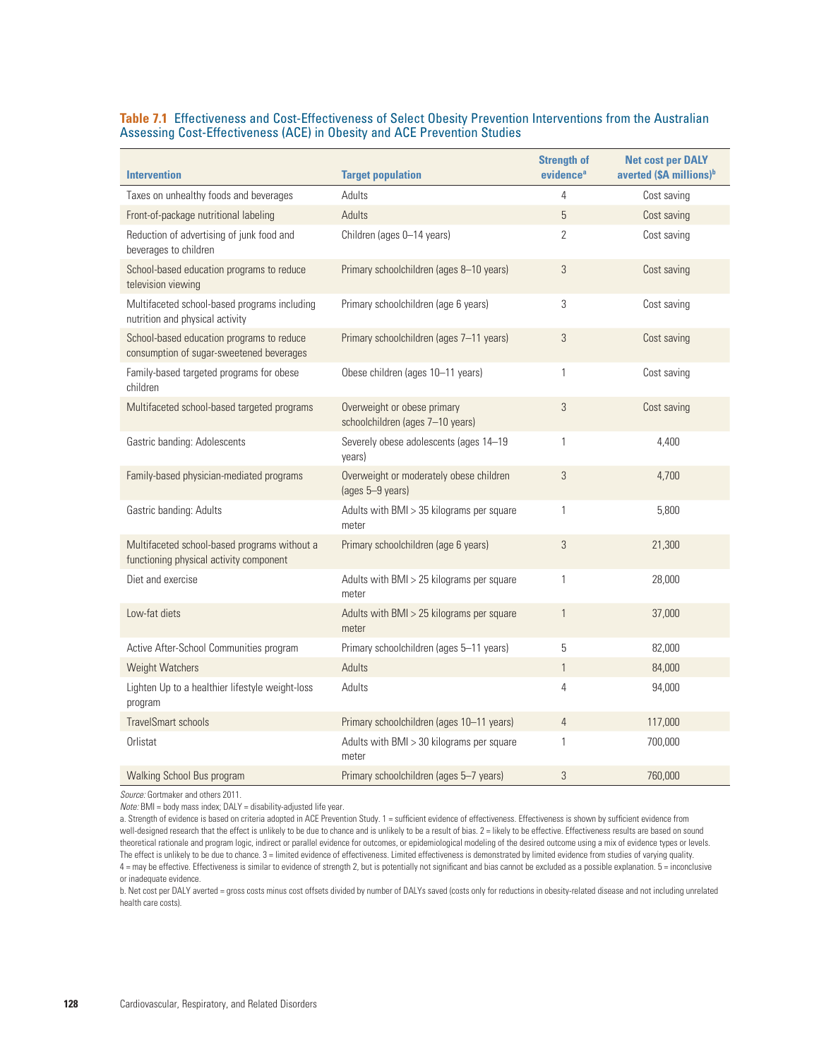**Table 7.1** Effectiveness and Cost-Effectiveness of Select Obesity Prevention Interventions from the Australian Assessing Cost-Effectiveness (ACE) in Obesity and ACE Prevention Studies

| Intervention | Target population | Strength of evidence[a] | Net cost per DALY averted ($A millions)[b] |
|---|---|---|---|
| Taxes on unhealthy foods and beverages | Adults | 4 | Cost saving |
| Front-of-package nutritional labeling | Adults | 5 | Cost saving |
| Reduction of advertising of junk food and beverages to children | Children (ages 0–14 years) | 2 | Cost saving |
| School-based education programs to reduce television viewing | Primary schoolchildren (ages 8–10 years) | 3 | Cost saving |
| Multifaceted school-based programs including nutrition and physical activity | Primary schoolchildren (age 6 years) | 3 | Cost saving |
| School-based education programs to reduce consumption of sugar-sweetened beverages | Primary schoolchildren (ages 7–11 years) | 3 | Cost saving |
| Family-based targeted programs for obese children | Obese children (ages 10–11 years) | 1 | Cost saving |
| Multifaceted school-based targeted programs | Overweight or obese primary schoolchildren (ages 7–10 years) | 3 | Cost saving |
| Gastric banding: Adolescents | Severely obese adolescents (ages 14–19 years) | 1 | 4,400 |
| Family-based physician-mediated programs | Overweight or moderately obese children (ages 5–9 years) | 3 | 4,700 |
| Gastric banding: Adults | Adults with BMI > 35 kilograms per square meter | 1 | 5,800 |
| Multifaceted school-based programs without a functioning physical activity component | Primary schoolchildren (age 6 years) | 3 | 21,300 |
| Diet and exercise | Adults with BMI > 25 kilograms per square meter | 1 | 28,000 |
| Low-fat diets | Adults with BMI > 25 kilograms per square meter | 1 | 37,000 |
| Active After-School Communities program | Primary schoolchildren (ages 5–11 years) | 5 | 82,000 |
| Weight Watchers | Adults | 1 | 84,000 |
| Lighten Up to a healthier lifestyle weight-loss program | Adults | 4 | 94,000 |
| TravelSmart schools | Primary schoolchildren (ages 10–11 years) | 4 | 117,000 |
| Orlistat | Adults with BMI > 30 kilograms per square meter | 1 | 700,000 |
| Walking School Bus program | Primary schoolchildren (ages 5–7 years) | 3 | 760,000 |

*Source:* Gortmaker and others 2011.

*Note:* BMI = body mass index; DALY = disability-adjusted life year.

a. Strength of evidence is based on criteria adopted in ACE Prevention Study. 1 = sufficient evidence of effectiveness. Effectiveness is shown by sufficient evidence from well-designed research that the effect is unlikely to be due to chance and is unlikely to be a result of bias. 2 = likely to be effective. Effectiveness results are based on sound theoretical rationale and program logic, indirect or parallel evidence for outcomes, or epidemiological modeling of the desired outcome using a mix of evidence types or levels. The effect is unlikely to be due to chance. 3 = limited evidence of effectiveness. Limited effectiveness is demonstrated by limited evidence from studies of varying quality. 4 = may be effective. Effectiveness is similar to evidence of strength 2, but is potentially not significant and bias cannot be excluded as a possible explanation. 5 = inconclusive or inadequate evidence.

b. Net cost per DALY averted = gross costs minus cost offsets divided by number of DALYs saved (costs only for reductions in obesity-related disease and not including unrelated health care costs).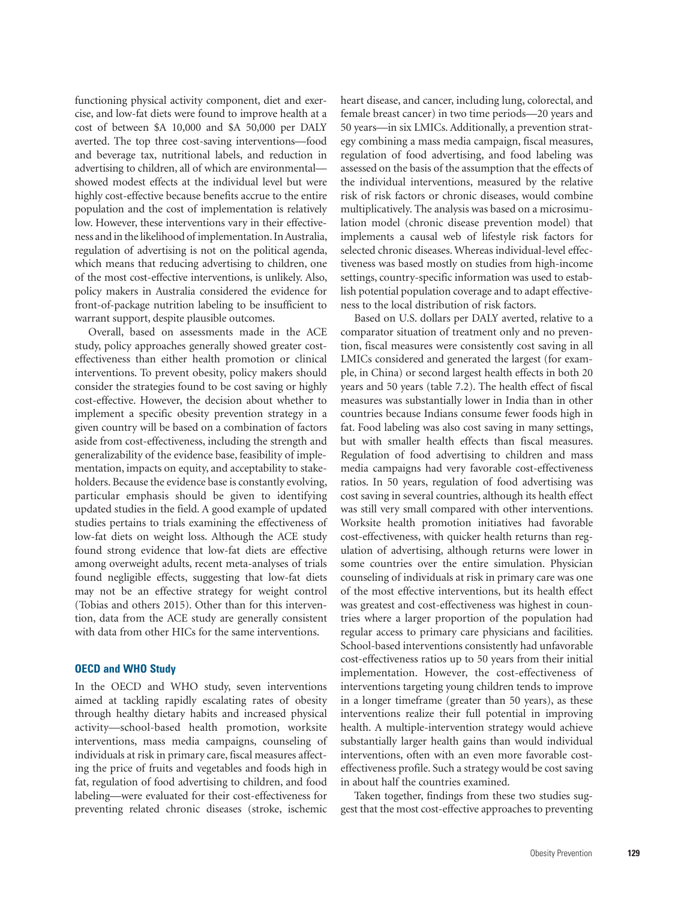functioning physical activity component, diet and exercise, and low-fat diets were found to improve health at a cost of between $A 10,000 and $A 50,000 per DALY averted. The top three cost-saving interventions—food and beverage tax, nutritional labels, and reduction in advertising to children, all of which are environmental—showed modest effects at the individual level but were highly cost-effective because benefits accrue to the entire population and the cost of implementation is relatively low. However, these interventions vary in their effectiveness and in the likelihood of implementation. In Australia, regulation of advertising is not on the political agenda, which means that reducing advertising to children, one of the most cost-effective interventions, is unlikely. Also, policy makers in Australia considered the evidence for front-of-package nutrition labeling to be insufficient to warrant support, despite plausible outcomes.

Overall, based on assessments made in the ACE study, policy approaches generally showed greater cost-effectiveness than either health promotion or clinical interventions. To prevent obesity, policy makers should consider the strategies found to be cost saving or highly cost-effective. However, the decision about whether to implement a specific obesity prevention strategy in a given country will be based on a combination of factors aside from cost-effectiveness, including the strength and generalizability of the evidence base, feasibility of implementation, impacts on equity, and acceptability to stakeholders. Because the evidence base is constantly evolving, particular emphasis should be given to identifying updated studies in the field. A good example of updated studies pertains to trials examining the effectiveness of low-fat diets on weight loss. Although the ACE study found strong evidence that low-fat diets are effective among overweight adults, recent meta-analyses of trials found negligible effects, suggesting that low-fat diets may not be an effective strategy for weight control (Tobias and others 2015). Other than for this intervention, data from the ACE study are generally consistent with data from other HICs for the same interventions.

### OECD and WHO Study

In the OECD and WHO study, seven interventions aimed at tackling rapidly escalating rates of obesity through healthy dietary habits and increased physical activity—school-based health promotion, worksite interventions, mass media campaigns, counseling of individuals at risk in primary care, fiscal measures affecting the price of fruits and vegetables and foods high in fat, regulation of food advertising to children, and food labeling—were evaluated for their cost-effectiveness for preventing related chronic diseases (stroke, ischemic heart disease, and cancer, including lung, colorectal, and female breast cancer) in two time periods—20 years and 50 years—in six LMICs. Additionally, a prevention strategy combining a mass media campaign, fiscal measures, regulation of food advertising, and food labeling was assessed on the basis of the assumption that the effects of the individual interventions, measured by the relative risk of risk factors or chronic diseases, would combine multiplicatively. The analysis was based on a microsimulation model (chronic disease prevention model) that implements a causal web of lifestyle risk factors for selected chronic diseases. Whereas individual-level effectiveness was based mostly on studies from high-income settings, country-specific information was used to establish potential population coverage and to adapt effectiveness to the local distribution of risk factors.

Based on U.S. dollars per DALY averted, relative to a comparator situation of treatment only and no prevention, fiscal measures were consistently cost saving in all LMICs considered and generated the largest (for example, in China) or second largest health effects in both 20 years and 50 years (table 7.2). The health effect of fiscal measures was substantially lower in India than in other countries because Indians consume fewer foods high in fat. Food labeling was also cost saving in many settings, but with smaller health effects than fiscal measures. Regulation of food advertising to children and mass media campaigns had very favorable cost-effectiveness ratios. In 50 years, regulation of food advertising was cost saving in several countries, although its health effect was still very small compared with other interventions. Worksite health promotion initiatives had favorable cost-effectiveness, with quicker health returns than regulation of advertising, although returns were lower in some countries over the entire simulation. Physician counseling of individuals at risk in primary care was one of the most effective interventions, but its health effect was greatest and cost-effectiveness was highest in countries where a larger proportion of the population had regular access to primary care physicians and facilities. School-based interventions consistently had unfavorable cost-effectiveness ratios up to 50 years from their initial implementation. However, the cost-effectiveness of interventions targeting young children tends to improve in a longer timeframe (greater than 50 years), as these interventions realize their full potential in improving health. A multiple-intervention strategy would achieve substantially larger health gains than would individual interventions, often with an even more favorable cost-effectiveness profile. Such a strategy would be cost saving in about half the countries examined.

Taken together, findings from these two studies suggest that the most cost-effective approaches to preventing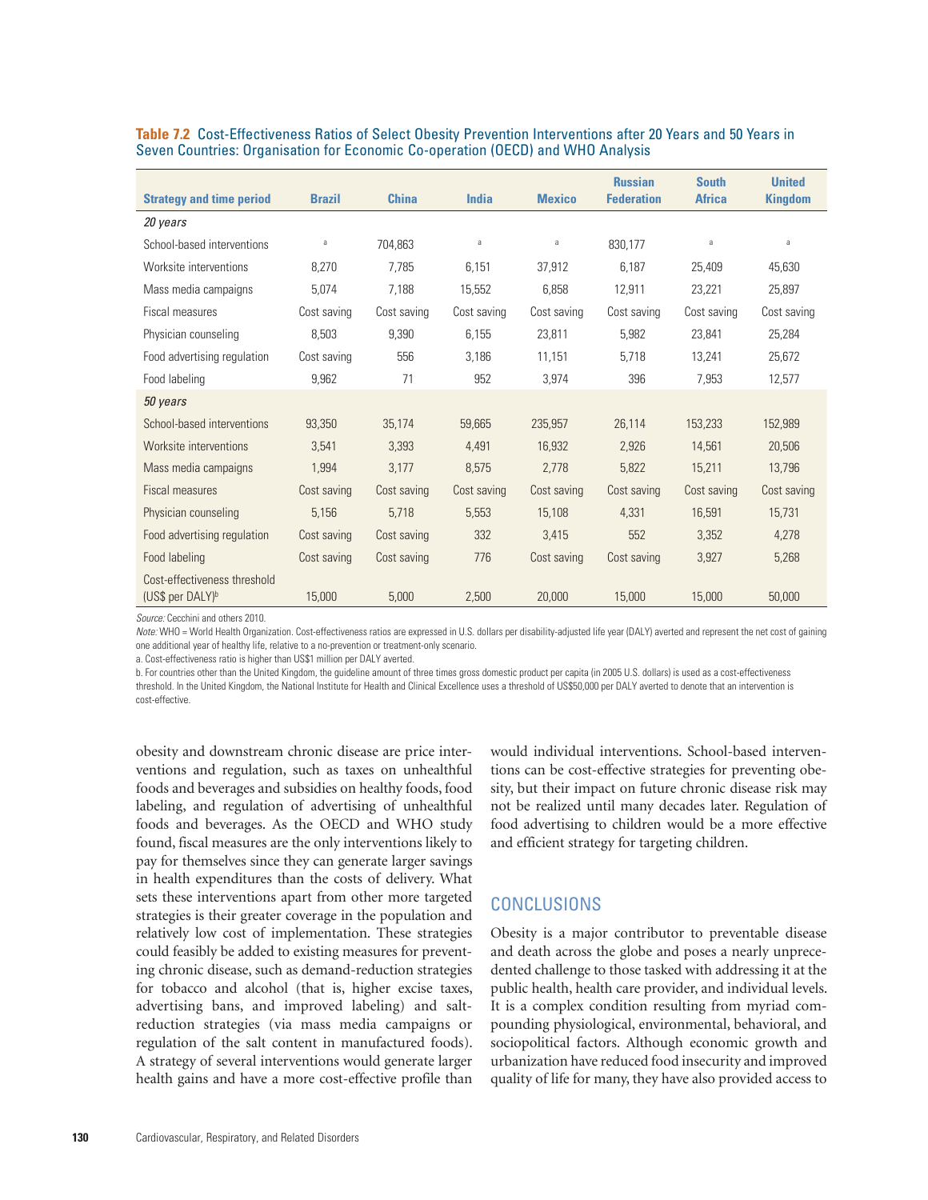**Table 7.2** Cost-Effectiveness Ratios of Select Obesity Prevention Interventions after 20 Years and 50 Years in Seven Countries: Organisation for Economic Co-operation (OECD) and WHO Analysis

| Strategy and time period | Brazil | China | India | Mexico | Russian Federation | South Africa | United Kingdom |
|---|---|---|---|---|---|---|---|
| *20 years* | | | | | | | |
| School-based interventions | a | 704,863 | a | a | 830,177 | a | a |
| Worksite interventions | 8,270 | 7,785 | 6,151 | 37,912 | 6,187 | 25,409 | 45,630 |
| Mass media campaigns | 5,074 | 7,188 | 15,552 | 6,858 | 12,911 | 23,221 | 25,897 |
| Fiscal measures | Cost saving | Cost saving | Cost saving | Cost saving | Cost saving | Cost saving | Cost saving |
| Physician counseling | 8,503 | 9,390 | 6,155 | 23,811 | 5,982 | 23,841 | 25,284 |
| Food advertising regulation | Cost saving | 556 | 3,186 | 11,151 | 5,718 | 13,241 | 25,672 |
| Food labeling | 9,962 | 71 | 952 | 3,974 | 396 | 7,953 | 12,577 |
| *50 years* | | | | | | | |
| School-based interventions | 93,350 | 35,174 | 59,665 | 235,957 | 26,114 | 153,233 | 152,989 |
| Worksite interventions | 3,541 | 3,393 | 4,491 | 16,932 | 2,926 | 14,561 | 20,506 |
| Mass media campaigns | 1,994 | 3,177 | 8,575 | 2,778 | 5,822 | 15,211 | 13,796 |
| Fiscal measures | Cost saving | Cost saving | Cost saving | Cost saving | Cost saving | Cost saving | Cost saving |
| Physician counseling | 5,156 | 5,718 | 5,553 | 15,108 | 4,331 | 16,591 | 15,731 |
| Food advertising regulation | Cost saving | Cost saving | 332 | 3,415 | 552 | 3,352 | 4,278 |
| Food labeling | Cost saving | Cost saving | 776 | Cost saving | Cost saving | 3,927 | 5,268 |
| Cost-effectiveness threshold (US$ per DALY)[b] | 15,000 | 5,000 | 2,500 | 20,000 | 15,000 | 15,000 | 50,000 |

*Source:* Cecchini and others 2010.

*Note:* WHO = World Health Organization. Cost-effectiveness ratios are expressed in U.S. dollars per disability-adjusted life year (DALY) averted and represent the net cost of gaining one additional year of healthy life, relative to a no-prevention or treatment-only scenario.

a. Cost-effectiveness ratio is higher than US$1 million per DALY averted.

b. For countries other than the United Kingdom, the guideline amount of three times gross domestic product per capita (in 2005 U.S. dollars) is used as a cost-effectiveness threshold. In the United Kingdom, the National Institute for Health and Clinical Excellence uses a threshold of US$50,000 per DALY averted to denote that an intervention is cost-effective.

obesity and downstream chronic disease are price interventions and regulation, such as taxes on unhealthful foods and beverages and subsidies on healthy foods, food labeling, and regulation of advertising of unhealthful foods and beverages. As the OECD and WHO study found, fiscal measures are the only interventions likely to pay for themselves since they can generate larger savings in health expenditures than the costs of delivery. What sets these interventions apart from other more targeted strategies is their greater coverage in the population and relatively low cost of implementation. These strategies could feasibly be added to existing measures for preventing chronic disease, such as demand-reduction strategies for tobacco and alcohol (that is, higher excise taxes, advertising bans, and improved labeling) and salt-reduction strategies (via mass media campaigns or regulation of the salt content in manufactured foods). A strategy of several interventions would generate larger health gains and have a more cost-effective profile than would individual interventions. School-based interventions can be cost-effective strategies for preventing obesity, but their impact on future chronic disease risk may not be realized until many decades later. Regulation of food advertising to children would be a more effective and efficient strategy for targeting children.

## CONCLUSIONS

Obesity is a major contributor to preventable disease and death across the globe and poses a nearly unprecedented challenge to those tasked with addressing it at the public health, health care provider, and individual levels. It is a complex condition resulting from myriad compounding physiological, environmental, behavioral, and sociopolitical factors. Although economic growth and urbanization have reduced food insecurity and improved quality of life for many, they have also provided access to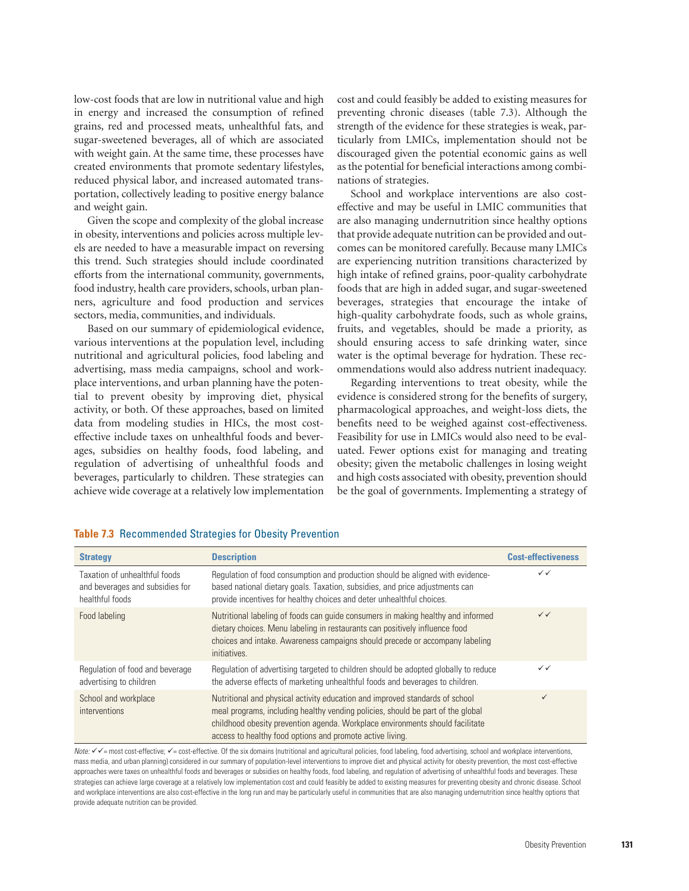low-cost foods that are low in nutritional value and high in energy and increased the consumption of refined grains, red and processed meats, unhealthful fats, and sugar-sweetened beverages, all of which are associated with weight gain. At the same time, these processes have created environments that promote sedentary lifestyles, reduced physical labor, and increased automated transportation, collectively leading to positive energy balance and weight gain.

Given the scope and complexity of the global increase in obesity, interventions and policies across multiple levels are needed to have a measurable impact on reversing this trend. Such strategies should include coordinated efforts from the international community, governments, food industry, health care providers, schools, urban planners, agriculture and food production and services sectors, media, communities, and individuals.

Based on our summary of epidemiological evidence, various interventions at the population level, including nutritional and agricultural policies, food labeling and advertising, mass media campaigns, school and workplace interventions, and urban planning have the potential to prevent obesity by improving diet, physical activity, or both. Of these approaches, based on limited data from modeling studies in HICs, the most cost-effective include taxes on unhealthful foods and beverages, subsidies on healthy foods, food labeling, and regulation of advertising of unhealthful foods and beverages, particularly to children. These strategies can achieve wide coverage at a relatively low implementation cost and could feasibly be added to existing measures for preventing chronic diseases (table 7.3). Although the strength of the evidence for these strategies is weak, particularly from LMICs, implementation should not be discouraged given the potential economic gains as well as the potential for beneficial interactions among combinations of strategies.

School and workplace interventions are also cost-effective and may be useful in LMIC communities that are also managing undernutrition since healthy options that provide adequate nutrition can be provided and outcomes can be monitored carefully. Because many LMICs are experiencing nutrition transitions characterized by high intake of refined grains, poor-quality carbohydrate foods that are high in added sugar, and sugar-sweetened beverages, strategies that encourage the intake of high-quality carbohydrate foods, such as whole grains, fruits, and vegetables, should be made a priority, as should ensuring access to safe drinking water, since water is the optimal beverage for hydration. These recommendations would also address nutrient inadequacy.

Regarding interventions to treat obesity, while the evidence is considered strong for the benefits of surgery, pharmacological approaches, and weight-loss diets, the benefits need to be weighed against cost-effectiveness. Feasibility for use in LMICs would also need to be evaluated. Fewer options exist for managing and treating obesity; given the metabolic challenges in losing weight and high costs associated with obesity, prevention should be the goal of governments. Implementing a strategy of

**Table 7.3** Recommended Strategies for Obesity Prevention

| Strategy | Description | Cost-effectiveness |
|---|---|---|
| Taxation of unhealthful foods and beverages and subsidies for healthful foods | Regulation of food consumption and production should be aligned with evidence-based national dietary goals. Taxation, subsidies, and price adjustments can provide incentives for healthy choices and deter unhealthful choices. | ✓✓ |
| Food labeling | Nutritional labeling of foods can guide consumers in making healthy and informed dietary choices. Menu labeling in restaurants can positively influence food choices and intake. Awareness campaigns should precede or accompany labeling initiatives. | ✓✓ |
| Regulation of food and beverage advertising to children | Regulation of advertising targeted to children should be adopted globally to reduce the adverse effects of marketing unhealthful foods and beverages to children. | ✓✓ |
| School and workplace interventions | Nutritional and physical activity education and improved standards of school meal programs, including healthy vending policies, should be part of the global childhood obesity prevention agenda. Workplace environments should facilitate access to healthy food options and promote active living. | ✓ |

*Note:* ✓✓ = most cost-effective; ✓ = cost-effective. Of the six domains (nutritional and agricultural policies, food labeling, food advertising, school and workplace interventions, mass media, and urban planning) considered in our summary of population-level interventions to improve diet and physical activity for obesity prevention, the most cost-effective approaches were taxes on unhealthful foods and beverages or subsidies on healthy foods, food labeling, and regulation of advertising of unhealthful foods and beverages. These strategies can achieve large coverage at a relatively low implementation cost and could feasibly be added to existing measures for preventing obesity and chronic disease. School and workplace interventions are also cost-effective in the long run and may be particularly useful in communities that are also managing undernutrition since healthy options that provide adequate nutrition can be provided.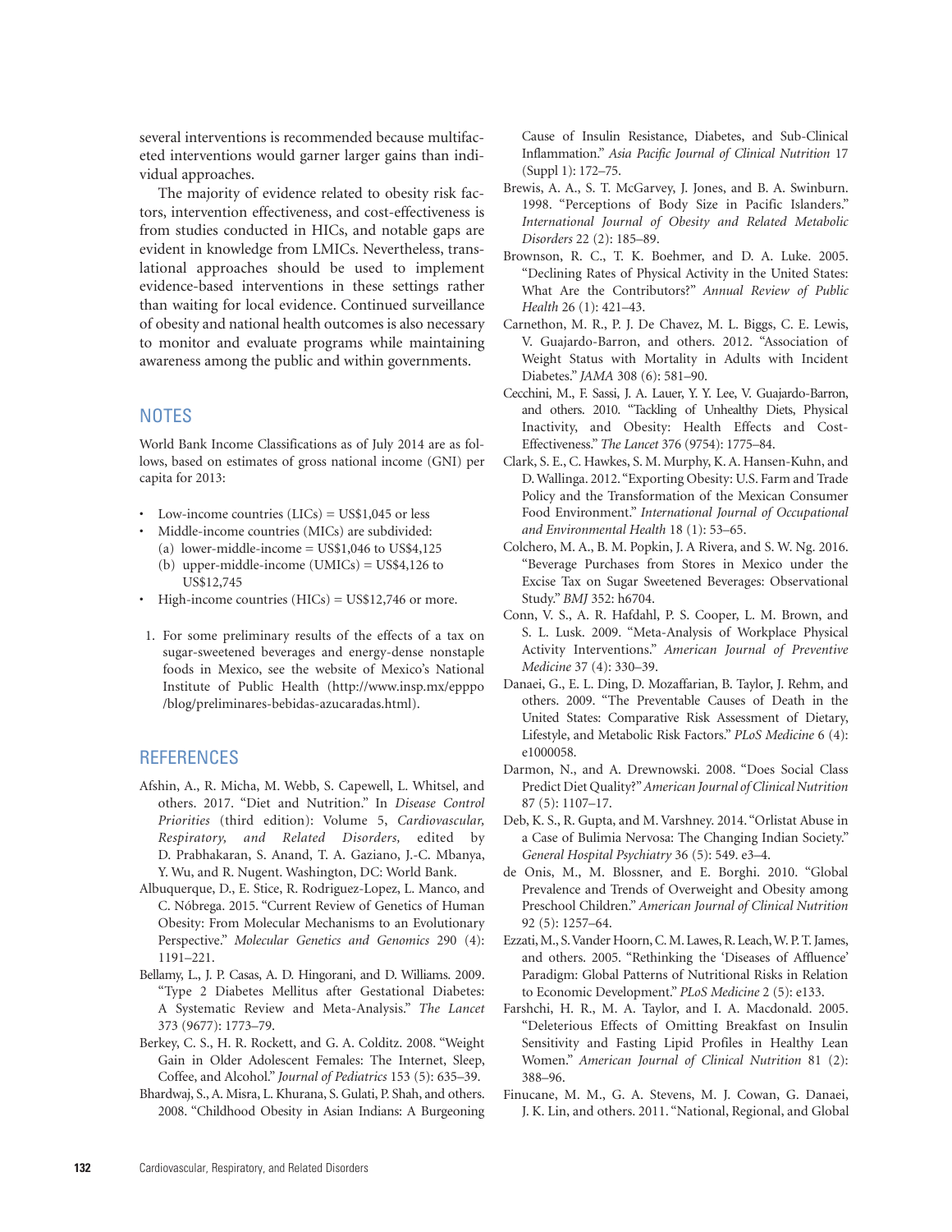several interventions is recommended because multifaceted interventions would garner larger gains than individual approaches.

The majority of evidence related to obesity risk factors, intervention effectiveness, and cost-effectiveness is from studies conducted in HICs, and notable gaps are evident in knowledge from LMICs. Nevertheless, translational approaches should be used to implement evidence-based interventions in these settings rather than waiting for local evidence. Continued surveillance of obesity and national health outcomes is also necessary to monitor and evaluate programs while maintaining awareness among the public and within governments.

## NOTES

World Bank Income Classifications as of July 2014 are as follows, based on estimates of gross national income (GNI) per capita for 2013:

- Low-income countries (LICs) = US$1,045 or less
- Middle-income countries (MICs) are subdivided:
  - (a) lower-middle-income = US$1,046 to US$4,125
  - (b) upper-middle-income (UMICs) = US$4,126 to US$12,745
- High-income countries (HICs) = US$12,746 or more.

1. For some preliminary results of the effects of a tax on sugar-sweetened beverages and energy-dense nonstaple foods in Mexico, see the website of Mexico's National Institute of Public Health (http://www.insp.mx/epppo/blog/preliminares-bebidas-azucaradas.html).

## REFERENCES

Afshin, A., R. Micha, M. Webb, S. Capewell, L. Whitsel, and others. 2017. "Diet and Nutrition." In *Disease Control Priorities* (third edition): Volume 5, *Cardiovascular, Respiratory, and Related Disorders*, edited by D. Prabhakaran, S. Anand, T. A. Gaziano, J.-C. Mbanya, Y. Wu, and R. Nugent. Washington, DC: World Bank.

Albuquerque, D., E. Stice, R. Rodriguez-Lopez, L. Manco, and C. Nóbrega. 2015. "Current Review of Genetics of Human Obesity: From Molecular Mechanisms to an Evolutionary Perspective." *Molecular Genetics and Genomics* 290 (4): 1191–221.

Bellamy, L., J. P. Casas, A. D. Hingorani, and D. Williams. 2009. "Type 2 Diabetes Mellitus after Gestational Diabetes: A Systematic Review and Meta-Analysis." *The Lancet* 373 (9677): 1773–79.

Berkey, C. S., H. R. Rockett, and G. A. Colditz. 2008. "Weight Gain in Older Adolescent Females: The Internet, Sleep, Coffee, and Alcohol." *Journal of Pediatrics* 153 (5): 635–39.

Bhardwaj, S., A. Misra, L. Khurana, S. Gulati, P. Shah, and others. 2008. "Childhood Obesity in Asian Indians: A Burgeoning Cause of Insulin Resistance, Diabetes, and Sub-Clinical Inflammation." *Asia Pacific Journal of Clinical Nutrition* 17 (Suppl 1): 172–75.

Brewis, A. A., S. T. McGarvey, J. Jones, and B. A. Swinburn. 1998. "Perceptions of Body Size in Pacific Islanders." *International Journal of Obesity and Related Metabolic Disorders* 22 (2): 185–89.

Brownson, R. C., T. K. Boehmer, and D. A. Luke. 2005. "Declining Rates of Physical Activity in the United States: What Are the Contributors?" *Annual Review of Public Health* 26 (1): 421–43.

Carnethon, M. R., P. J. De Chavez, M. L. Biggs, C. E. Lewis, V. Guajardo-Barron, and others. 2012. "Association of Weight Status with Mortality in Adults with Incident Diabetes." *JAMA* 308 (6): 581–90.

Cecchini, M., F. Sassi, J. A. Lauer, Y. Y. Lee, V. Guajardo-Barron, and others. 2010. "Tackling of Unhealthy Diets, Physical Inactivity, and Obesity: Health Effects and Cost-Effectiveness." *The Lancet* 376 (9754): 1775–84.

Clark, S. E., C. Hawkes, S. M. Murphy, K. A. Hansen-Kuhn, and D. Wallinga. 2012. "Exporting Obesity: U.S. Farm and Trade Policy and the Transformation of the Mexican Consumer Food Environment." *International Journal of Occupational and Environmental Health* 18 (1): 53–65.

Colchero, M. A., B. M. Popkin, J. A Rivera, and S. W. Ng. 2016. "Beverage Purchases from Stores in Mexico under the Excise Tax on Sugar Sweetened Beverages: Observational Study." *BMJ* 352: h6704.

Conn, V. S., A. R. Hafdahl, P. S. Cooper, L. M. Brown, and S. L. Lusk. 2009. "Meta-Analysis of Workplace Physical Activity Interventions." *American Journal of Preventive Medicine* 37 (4): 330–39.

Danaei, G., E. L. Ding, D. Mozaffarian, B. Taylor, J. Rehm, and others. 2009. "The Preventable Causes of Death in the United States: Comparative Risk Assessment of Dietary, Lifestyle, and Metabolic Risk Factors." *PLoS Medicine* 6 (4): e1000058.

Darmon, N., and A. Drewnowski. 2008. "Does Social Class Predict Diet Quality?" *American Journal of Clinical Nutrition* 87 (5): 1107–17.

Deb, K. S., R. Gupta, and M. Varshney. 2014. "Orlistat Abuse in a Case of Bulimia Nervosa: The Changing Indian Society." *General Hospital Psychiatry* 36 (5): 549. e3–4.

de Onis, M., M. Blossner, and E. Borghi. 2010. "Global Prevalence and Trends of Overweight and Obesity among Preschool Children." *American Journal of Clinical Nutrition* 92 (5): 1257–64.

Ezzati, M., S. Vander Hoorn, C. M. Lawes, R. Leach, W. P. T. James, and others. 2005. "Rethinking the 'Diseases of Affluence' Paradigm: Global Patterns of Nutritional Risks in Relation to Economic Development." *PLoS Medicine* 2 (5): e133.

Farshchi, H. R., M. A. Taylor, and I. A. Macdonald. 2005. "Deleterious Effects of Omitting Breakfast on Insulin Sensitivity and Fasting Lipid Profiles in Healthy Lean Women." *American Journal of Clinical Nutrition* 81 (2): 388–96.

Finucane, M. M., G. A. Stevens, M. J. Cowan, G. Danaei, J. K. Lin, and others. 2011. "National, Regional, and Global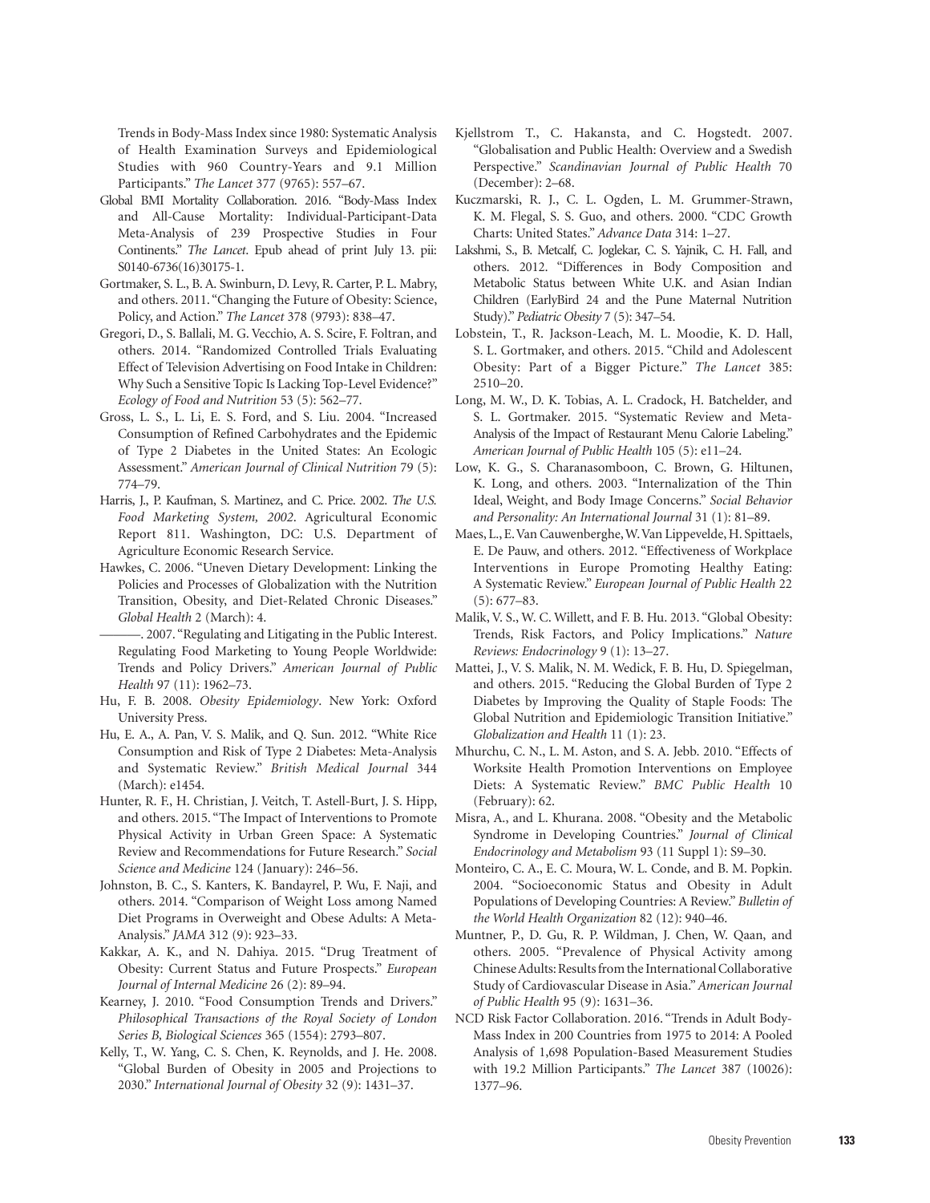Trends in Body-Mass Index since 1980: Systematic Analysis of Health Examination Surveys and Epidemiological Studies with 960 Country-Years and 9.1 Million Participants." *The Lancet* 377 (9765): 557–67.

Global BMI Mortality Collaboration. 2016. "Body-Mass Index and All-Cause Mortality: Individual-Participant-Data Meta-Analysis of 239 Prospective Studies in Four Continents." *The Lancet*. Epub ahead of print July 13. pii: S0140-6736(16)30175-1.

Gortmaker, S. L., B. A. Swinburn, D. Levy, R. Carter, P. L. Mabry, and others. 2011. "Changing the Future of Obesity: Science, Policy, and Action." *The Lancet* 378 (9793): 838–47.

Gregori, D., S. Ballali, M. G. Vecchio, A. S. Scire, F. Foltran, and others. 2014. "Randomized Controlled Trials Evaluating Effect of Television Advertising on Food Intake in Children: Why Such a Sensitive Topic Is Lacking Top-Level Evidence?" *Ecology of Food and Nutrition* 53 (5): 562–77.

Gross, L. S., L. Li, E. S. Ford, and S. Liu. 2004. "Increased Consumption of Refined Carbohydrates and the Epidemic of Type 2 Diabetes in the United States: An Ecologic Assessment." *American Journal of Clinical Nutrition* 79 (5): 774–79.

Harris, J., P. Kaufman, S. Martinez, and C. Price. 2002. *The U.S. Food Marketing System, 2002*. Agricultural Economic Report 811. Washington, DC: U.S. Department of Agriculture Economic Research Service.

Hawkes, C. 2006. "Uneven Dietary Development: Linking the Policies and Processes of Globalization with the Nutrition Transition, Obesity, and Diet-Related Chronic Diseases." *Global Health* 2 (March): 4.

———. 2007. "Regulating and Litigating in the Public Interest. Regulating Food Marketing to Young People Worldwide: Trends and Policy Drivers." *American Journal of Public Health* 97 (11): 1962–73.

Hu, F. B. 2008. *Obesity Epidemiology*. New York: Oxford University Press.

Hu, E. A., A. Pan, V. S. Malik, and Q. Sun. 2012. "White Rice Consumption and Risk of Type 2 Diabetes: Meta-Analysis and Systematic Review." *British Medical Journal* 344 (March): e1454.

Hunter, R. F., H. Christian, J. Veitch, T. Astell-Burt, J. S. Hipp, and others. 2015. "The Impact of Interventions to Promote Physical Activity in Urban Green Space: A Systematic Review and Recommendations for Future Research." *Social Science and Medicine* 124 (January): 246–56.

Johnston, B. C., S. Kanters, K. Bandayrel, P. Wu, F. Naji, and others. 2014. "Comparison of Weight Loss among Named Diet Programs in Overweight and Obese Adults: A Meta-Analysis." *JAMA* 312 (9): 923–33.

Kakkar, A. K., and N. Dahiya. 2015. "Drug Treatment of Obesity: Current Status and Future Prospects." *European Journal of Internal Medicine* 26 (2): 89–94.

Kearney, J. 2010. "Food Consumption Trends and Drivers." *Philosophical Transactions of the Royal Society of London Series B, Biological Sciences* 365 (1554): 2793–807.

Kelly, T., W. Yang, C. S. Chen, K. Reynolds, and J. He. 2008. "Global Burden of Obesity in 2005 and Projections to 2030." *International Journal of Obesity* 32 (9): 1431–37.

Kjellstrom T., C. Hakansta, and C. Hogstedt. 2007. "Globalisation and Public Health: Overview and a Swedish Perspective." *Scandinavian Journal of Public Health* 70 (December): 2–68.

Kuczmarski, R. J., C. L. Ogden, L. M. Grummer-Strawn, K. M. Flegal, S. S. Guo, and others. 2000. "CDC Growth Charts: United States." *Advance Data* 314: 1–27.

Lakshmi, S., B. Metcalf, C. Joglekar, C. S. Yajnik, C. H. Fall, and others. 2012. "Differences in Body Composition and Metabolic Status between White U.K. and Asian Indian Children (EarlyBird 24 and the Pune Maternal Nutrition Study)." *Pediatric Obesity* 7 (5): 347–54.

Lobstein, T., R. Jackson-Leach, M. L. Moodie, K. D. Hall, S. L. Gortmaker, and others. 2015. "Child and Adolescent Obesity: Part of a Bigger Picture." *The Lancet* 385: 2510–20.

Long, M. W., D. K. Tobias, A. L. Cradock, H. Batchelder, and S. L. Gortmaker. 2015. "Systematic Review and Meta-Analysis of the Impact of Restaurant Menu Calorie Labeling." *American Journal of Public Health* 105 (5): e11–24.

Low, K. G., S. Charanasomboon, C. Brown, G. Hiltunen, K. Long, and others. 2003. "Internalization of the Thin Ideal, Weight, and Body Image Concerns." *Social Behavior and Personality: An International Journal* 31 (1): 81–89.

Maes, L., E. Van Cauwenberghe, W. Van Lippevelde, H. Spittaels, E. De Pauw, and others. 2012. "Effectiveness of Workplace Interventions in Europe Promoting Healthy Eating: A Systematic Review." *European Journal of Public Health* 22 (5): 677–83.

Malik, V. S., W. C. Willett, and F. B. Hu. 2013. "Global Obesity: Trends, Risk Factors, and Policy Implications." *Nature Reviews: Endocrinology* 9 (1): 13–27.

Mattei, J., V. S. Malik, N. M. Wedick, F. B. Hu, D. Spiegelman, and others. 2015. "Reducing the Global Burden of Type 2 Diabetes by Improving the Quality of Staple Foods: The Global Nutrition and Epidemiologic Transition Initiative." *Globalization and Health* 11 (1): 23.

Mhurchu, C. N., L. M. Aston, and S. A. Jebb. 2010. "Effects of Worksite Health Promotion Interventions on Employee Diets: A Systematic Review." *BMC Public Health* 10 (February): 62.

Misra, A., and L. Khurana. 2008. "Obesity and the Metabolic Syndrome in Developing Countries." *Journal of Clinical Endocrinology and Metabolism* 93 (11 Suppl 1): S9–30.

Monteiro, C. A., E. C. Moura, W. L. Conde, and B. M. Popkin. 2004. "Socioeconomic Status and Obesity in Adult Populations of Developing Countries: A Review." *Bulletin of the World Health Organization* 82 (12): 940–46.

Muntner, P., D. Gu, R. P. Wildman, J. Chen, W. Qaan, and others. 2005. "Prevalence of Physical Activity among Chinese Adults: Results from the International Collaborative Study of Cardiovascular Disease in Asia." *American Journal of Public Health* 95 (9): 1631–36.

NCD Risk Factor Collaboration. 2016. "Trends in Adult Body-Mass Index in 200 Countries from 1975 to 2014: A Pooled Analysis of 1,698 Population-Based Measurement Studies with 19.2 Million Participants." *The Lancet* 387 (10026): 1377–96.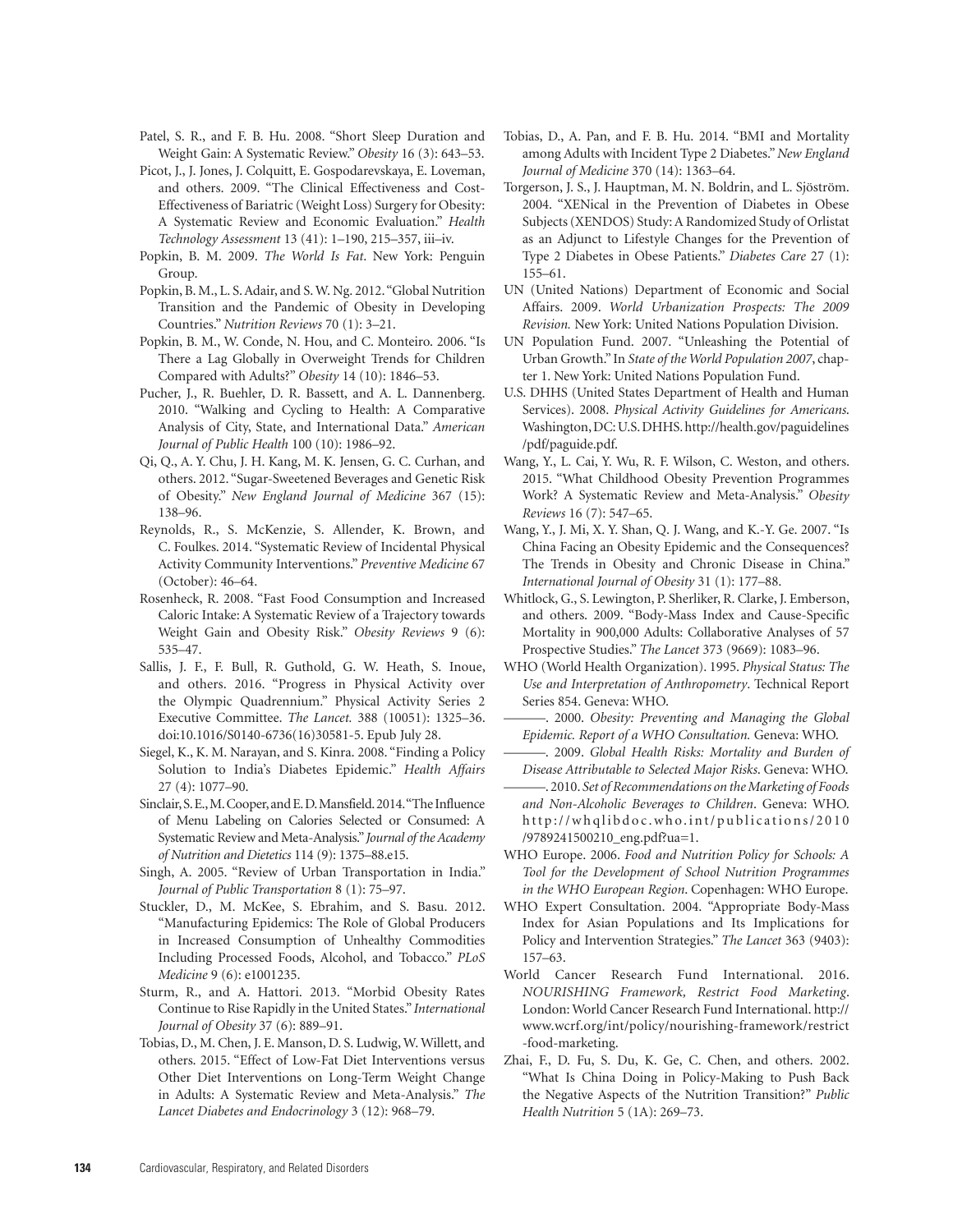Patel, S. R., and F. B. Hu. 2008. "Short Sleep Duration and Weight Gain: A Systematic Review." *Obesity* 16 (3): 643–53.

Picot, J., J. Jones, J. Colquitt, E. Gospodarevskaya, E. Loveman, and others. 2009. "The Clinical Effectiveness and Cost-Effectiveness of Bariatric (Weight Loss) Surgery for Obesity: A Systematic Review and Economic Evaluation." *Health Technology Assessment* 13 (41): 1–190, 215–357, iii–iv.

Popkin, B. M. 2009. *The World Is Fat*. New York: Penguin Group.

Popkin, B. M., L. S. Adair, and S. W. Ng. 2012. "Global Nutrition Transition and the Pandemic of Obesity in Developing Countries." *Nutrition Reviews* 70 (1): 3–21.

Popkin, B. M., W. Conde, N. Hou, and C. Monteiro. 2006. "Is There a Lag Globally in Overweight Trends for Children Compared with Adults?" *Obesity* 14 (10): 1846–53.

Pucher, J., R. Buehler, D. R. Bassett, and A. L. Dannenberg. 2010. "Walking and Cycling to Health: A Comparative Analysis of City, State, and International Data." *American Journal of Public Health* 100 (10): 1986–92.

Qi, Q., A. Y. Chu, J. H. Kang, M. K. Jensen, G. C. Curhan, and others. 2012. "Sugar-Sweetened Beverages and Genetic Risk of Obesity." *New England Journal of Medicine* 367 (15): 138–96.

Reynolds, R., S. McKenzie, S. Allender, K. Brown, and C. Foulkes. 2014. "Systematic Review of Incidental Physical Activity Community Interventions." *Preventive Medicine* 67 (October): 46–64.

Rosenheck, R. 2008. "Fast Food Consumption and Increased Caloric Intake: A Systematic Review of a Trajectory towards Weight Gain and Obesity Risk." *Obesity Reviews* 9 (6): 535–47.

Sallis, J. F., F. Bull, R. Guthold, G. W. Heath, S. Inoue, and others. 2016. "Progress in Physical Activity over the Olympic Quadrennium." Physical Activity Series 2 Executive Committee. *The Lancet.* 388 (10051): 1325–36. doi:10.1016/S0140-6736(16)30581-5. Epub July 28.

Siegel, K., K. M. Narayan, and S. Kinra. 2008. "Finding a Policy Solution to India's Diabetes Epidemic." *Health Affairs* 27 (4): 1077–90.

Sinclair, S. E., M. Cooper, and E. D. Mansfield. 2014. "The Influence of Menu Labeling on Calories Selected or Consumed: A Systematic Review and Meta-Analysis." *Journal of the Academy of Nutrition and Dietetics* 114 (9): 1375–88.e15.

Singh, A. 2005. "Review of Urban Transportation in India." *Journal of Public Transportation* 8 (1): 75–97.

Stuckler, D., M. McKee, S. Ebrahim, and S. Basu. 2012. "Manufacturing Epidemics: The Role of Global Producers in Increased Consumption of Unhealthy Commodities Including Processed Foods, Alcohol, and Tobacco." *PLoS Medicine* 9 (6): e1001235.

Sturm, R., and A. Hattori. 2013. "Morbid Obesity Rates Continue to Rise Rapidly in the United States." *International Journal of Obesity* 37 (6): 889–91.

Tobias, D., M. Chen, J. E. Manson, D. S. Ludwig, W. Willett, and others. 2015. "Effect of Low-Fat Diet Interventions versus Other Diet Interventions on Long-Term Weight Change in Adults: A Systematic Review and Meta-Analysis." *The Lancet Diabetes and Endocrinology* 3 (12): 968–79.

Tobias, D., A. Pan, and F. B. Hu. 2014. "BMI and Mortality among Adults with Incident Type 2 Diabetes." *New England Journal of Medicine* 370 (14): 1363–64.

Torgerson, J. S., J. Hauptman, M. N. Boldrin, and L. Sjöström. 2004. "XENical in the Prevention of Diabetes in Obese Subjects (XENDOS) Study: A Randomized Study of Orlistat as an Adjunct to Lifestyle Changes for the Prevention of Type 2 Diabetes in Obese Patients." *Diabetes Care* 27 (1): 155–61.

UN (United Nations) Department of Economic and Social Affairs. 2009. *World Urbanization Prospects: The 2009 Revision.* New York: United Nations Population Division.

UN Population Fund. 2007. "Unleashing the Potential of Urban Growth." In *State of the World Population 2007*, chapter 1. New York: United Nations Population Fund.

U.S. DHHS (United States Department of Health and Human Services). 2008. *Physical Activity Guidelines for Americans.* Washington, DC: U.S. DHHS. http://health.gov/paguidelines/pdf/paguide.pdf.

Wang, Y., L. Cai, Y. Wu, R. F. Wilson, C. Weston, and others. 2015. "What Childhood Obesity Prevention Programmes Work? A Systematic Review and Meta-Analysis." *Obesity Reviews* 16 (7): 547–65.

Wang, Y., J. Mi, X. Y. Shan, Q. J. Wang, and K.-Y. Ge. 2007. "Is China Facing an Obesity Epidemic and the Consequences? The Trends in Obesity and Chronic Disease in China." *International Journal of Obesity* 31 (1): 177–88.

Whitlock, G., S. Lewington, P. Sherliker, R. Clarke, J. Emberson, and others. 2009. "Body-Mass Index and Cause-Specific Mortality in 900,000 Adults: Collaborative Analyses of 57 Prospective Studies." *The Lancet* 373 (9669): 1083–96.

WHO (World Health Organization). 1995. *Physical Status: The Use and Interpretation of Anthropometry*. Technical Report Series 854. Geneva: WHO.

———. 2000. *Obesity: Preventing and Managing the Global Epidemic. Report of a WHO Consultation.* Geneva: WHO.

———. 2009. *Global Health Risks: Mortality and Burden of Disease Attributable to Selected Major Risks*. Geneva: WHO.

———. 2010. *Set of Recommendations on the Marketing of Foods and Non-Alcoholic Beverages to Children*. Geneva: WHO. http://whqlibdoc.who.int/publications/2010/9789241500210_eng.pdf?ua=1.

WHO Europe. 2006. *Food and Nutrition Policy for Schools: A Tool for the Development of School Nutrition Programmes in the WHO European Region*. Copenhagen: WHO Europe.

WHO Expert Consultation. 2004. "Appropriate Body-Mass Index for Asian Populations and Its Implications for Policy and Intervention Strategies." *The Lancet* 363 (9403): 157–63.

World Cancer Research Fund International. 2016. *NOURISHING Framework, Restrict Food Marketing*. London: World Cancer Research Fund International. http://www.wcrf.org/int/policy/nourishing-framework/restrict-food-marketing.

Zhai, F., D. Fu, S. Du, K. Ge, C. Chen, and others. 2002. "What Is China Doing in Policy-Making to Push Back the Negative Aspects of the Nutrition Transition?" *Public Health Nutrition* 5 (1A): 269–73.